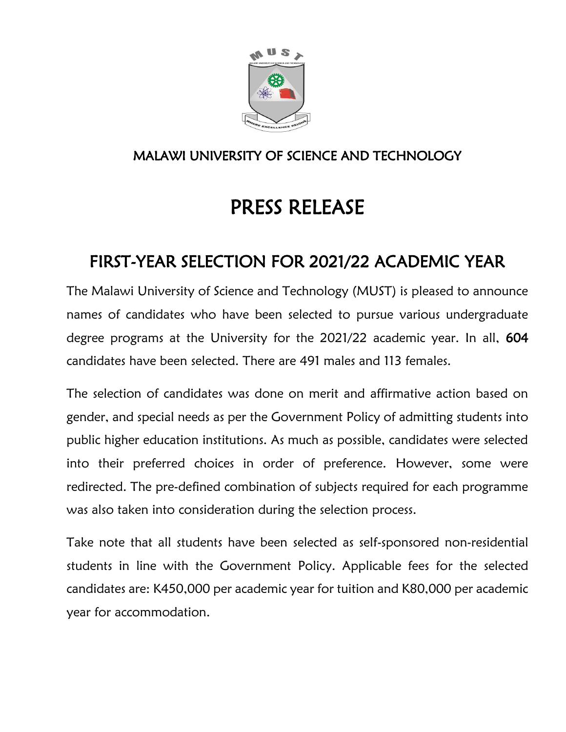MALAWI UNIVERSITY OF SCIENCE AND TECHNOLOGY

# PRESS RELEASE

## FIRST-YEAR SELECTION FOR 2021/22 ACADEMIC YEAR

The Malawi University of Science and Technology (MUST) is pleased to announce names of candidates who have been selected to pursue various undergraduate degree programs at the University for the 2021/22 academic year. In all, **604** candidates have been selected. There are 491 males and 113 females.

The selection of candidates was done on merit and affirmative action based on gender, and special needs as per the Government Policy of admitting students into public higher education institutions. As much as possible, candidates were selected into their preferred choices in order of preference. However, some were redirected. The pre-defined combination of subjects required for each programme was also taken into consideration during the selection process.

Take note that all students have been selected as self-sponsored non-residential students in line with the Government Policy. Applicable fees for the selected candidates are: K450,000 per academic year for tuition and K80,000 per academic year for accommodation.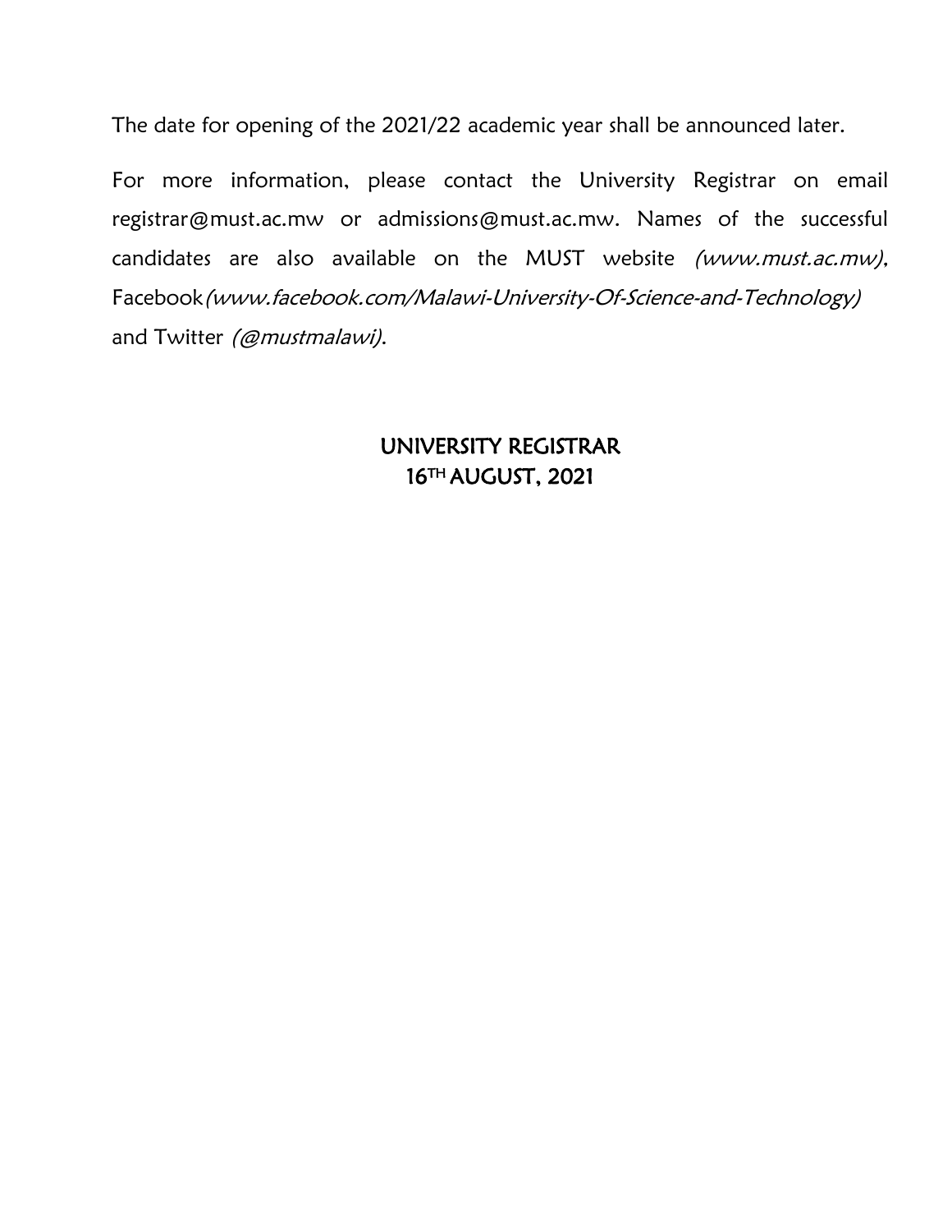The date for opening of the 2021/22 academic year shall be announced later.

For more information, please contact the University Registrar on email registrar@must.ac.mw or admissions@must.ac.mw. Names of the successful candidates are also available on the MUST website *(www.must.ac.mw)*, Facebook *(www.facebook.com/Malawi-University-Of-Science-and-Technology)* and Twitter *(@mustmalawi)*.

UNIVERSITY REGISTRAR
16TH AUGUST, 2021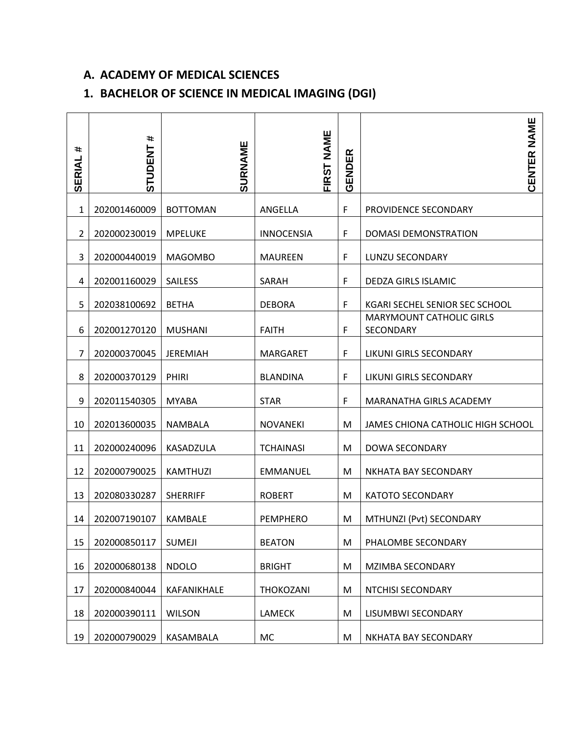## A. ACADEMY OF MEDICAL SCIENCES

### 1. BACHELOR OF SCIENCE IN MEDICAL IMAGING (DGI)

| SERIAL # | STUDENT # | SURNAME | FIRST NAME | GENDER | CENTER NAME |
|---|---|---|---|---|---|
| 1 | 202001460009 | BOTTOMAN | ANGELLA | F | PROVIDENCE SECONDARY |
| 2 | 202000230019 | MPELUKE | INNOCENSIA | F | DOMASI DEMONSTRATION |
| 3 | 202000440019 | MAGOMBO | MAUREEN | F | LUNZU SECONDARY |
| 4 | 202001160029 | SAILESS | SARAH | F | DEDZA GIRLS ISLAMIC |
| 5 | 202038100692 | BETHA | DEBORA | F | KGARI SECHEL SENIOR SEC SCHOOL |
| 6 | 202001270120 | MUSHANI | FAITH | F | MARYMOUNT CATHOLIC GIRLS SECONDARY |
| 7 | 202000370045 | JEREMIAH | MARGARET | F | LIKUNI GIRLS SECONDARY |
| 8 | 202000370129 | PHIRI | BLANDINA | F | LIKUNI GIRLS SECONDARY |
| 9 | 202011540305 | MYABA | STAR | F | MARANATHA GIRLS ACADEMY |
| 10 | 202013600035 | NAMBALA | NOVANEKI | M | JAMES CHIONA CATHOLIC HIGH SCHOOL |
| 11 | 202000240096 | KASADZULA | TCHAINASI | M | DOWA SECONDARY |
| 12 | 202000790025 | KAMTHUZI | EMMANUEL | M | NKHATA BAY SECONDARY |
| 13 | 202080330287 | SHERRIFF | ROBERT | M | KATOTO SECONDARY |
| 14 | 202007190107 | KAMBALE | PEMPHERO | M | MTHUNZI (Pvt) SECONDARY |
| 15 | 202000850117 | SUMEJI | BEATON | M | PHALOMBE SECONDARY |
| 16 | 202000680138 | NDOLO | BRIGHT | M | MZIMBA SECONDARY |
| 17 | 202000840044 | KAFANIKHALE | THOKOZANI | M | NTCHISI SECONDARY |
| 18 | 202000390111 | WILSON | LAMECK | M | LISUMBWI SECONDARY |
| 19 | 202000790029 | KASAMBALA | MC | M | NKHATA BAY SECONDARY |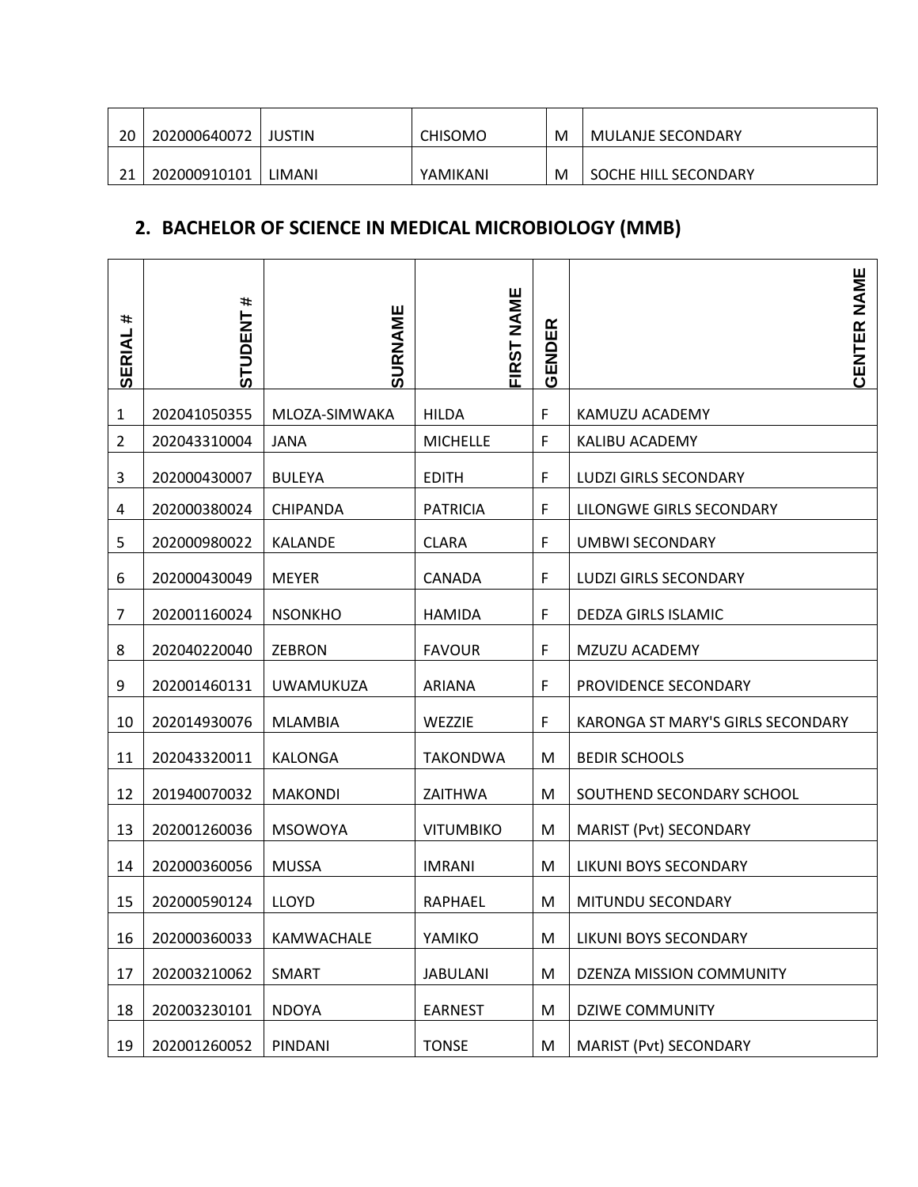| 20 | 202000640072 | JUSTIN | CHISOMO | M | MULANJE SECONDARY |
|---|---|---|---|---|---|
| 21 | 202000910101 | LIMANI | YAMIKANI | M | SOCHE HILL SECONDARY |

## 2. BACHELOR OF SCIENCE IN MEDICAL MICROBIOLOGY (MMB)

| SERIAL # | STUDENT # | SURNAME | FIRST NAME | GENDER | CENTER NAME |
|---|---|---|---|---|---|
| 1 | 202041050355 | MLOZA-SIMWAKA | HILDA | F | KAMUZU ACADEMY |
| 2 | 202043310004 | JANA | MICHELLE | F | KALIBU ACADEMY |
| 3 | 202000430007 | BULEYA | EDITH | F | LUDZI GIRLS SECONDARY |
| 4 | 202000380024 | CHIPANDA | PATRICIA | F | LILONGWE GIRLS SECONDARY |
| 5 | 202000980022 | KALANDE | CLARA | F | UMBWI SECONDARY |
| 6 | 202000430049 | MEYER | CANADA | F | LUDZI GIRLS SECONDARY |
| 7 | 202001160024 | NSONKHO | HAMIDA | F | DEDZA GIRLS ISLAMIC |
| 8 | 202040220040 | ZEBRON | FAVOUR | F | MZUZU ACADEMY |
| 9 | 202001460131 | UWAMUKUZA | ARIANA | F | PROVIDENCE SECONDARY |
| 10 | 202014930076 | MLAMBIA | WEZZIE | F | KARONGA ST MARY'S GIRLS SECONDARY |
| 11 | 202043320011 | KALONGA | TAKONDWA | M | BEDIR SCHOOLS |
| 12 | 201940070032 | MAKONDI | ZAITHWA | M | SOUTHEND SECONDARY SCHOOL |
| 13 | 202001260036 | MSOWOYA | VITUMBIKO | M | MARIST (Pvt) SECONDARY |
| 14 | 202000360056 | MUSSA | IMRANI | M | LIKUNI BOYS SECONDARY |
| 15 | 202000590124 | LLOYD | RAPHAEL | M | MITUNDU SECONDARY |
| 16 | 202000360033 | KAMWACHALE | YAMIKO | M | LIKUNI BOYS SECONDARY |
| 17 | 202003210062 | SMART | JABULANI | M | DZENZA MISSION COMMUNITY |
| 18 | 202003230101 | NDOYA | EARNEST | M | DZIWE COMMUNITY |
| 19 | 202001260052 | PINDANI | TONSE | M | MARIST (Pvt) SECONDARY |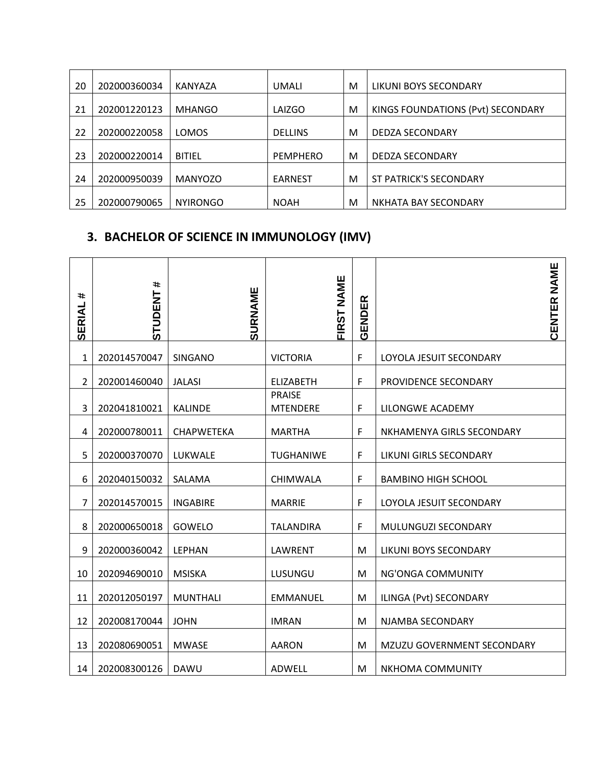| 20 | 202000360034 | KANYAZA | UMALI | M | LIKUNI BOYS SECONDARY |
|---|---|---|---|---|---|
| 21 | 202001220123 | MHANGO | LAIZGO | M | KINGS FOUNDATIONS (Pvt) SECONDARY |
| 22 | 202000220058 | LOMOS | DELLINS | M | DEDZA SECONDARY |
| 23 | 202000220014 | BITIEL | PEMPHERO | M | DEDZA SECONDARY |
| 24 | 202000950039 | MANYOZO | EARNEST | M | ST PATRICK'S SECONDARY |
| 25 | 202000790065 | NYIRONGO | NOAH | M | NKHATA BAY SECONDARY |

## 3. BACHELOR OF SCIENCE IN IMMUNOLOGY (IMV)

| SERIAL # | STUDENT # | SURNAME | FIRST NAME | GENDER | CENTER NAME |
|---|---|---|---|---|---|
| 1 | 202014570047 | SINGANO | VICTORIA | F | LOYOLA JESUIT SECONDARY |
| 2 | 202001460040 | JALASI | ELIZABETH | F | PROVIDENCE SECONDARY |
| 3 | 202041810021 | KALINDE | PRAISE MTENDERE | F | LILONGWE ACADEMY |
| 4 | 202000780011 | CHAPWETEKA | MARTHA | F | NKHAMENYA GIRLS SECONDARY |
| 5 | 202000370070 | LUKWALE | TUGHANIWE | F | LIKUNI GIRLS SECONDARY |
| 6 | 202040150032 | SALAMA | CHIMWALA | F | BAMBINO HIGH SCHOOL |
| 7 | 202014570015 | INGABIRE | MARRIE | F | LOYOLA JESUIT SECONDARY |
| 8 | 202000650018 | GOWELO | TALANDIRA | F | MULUNGUZI SECONDARY |
| 9 | 202000360042 | LEPHAN | LAWRENT | M | LIKUNI BOYS SECONDARY |
| 10 | 202094690010 | MSISKA | LUSUNGU | M | NG'ONGA COMMUNITY |
| 11 | 202012050197 | MUNTHALI | EMMANUEL | M | ILINGA (Pvt) SECONDARY |
| 12 | 202008170044 | JOHN | IMRAN | M | NJAMBA SECONDARY |
| 13 | 202080690051 | MWASE | AARON | M | MZUZU GOVERNMENT SECONDARY |
| 14 | 202008300126 | DAWU | ADWELL | M | NKHOMA COMMUNITY |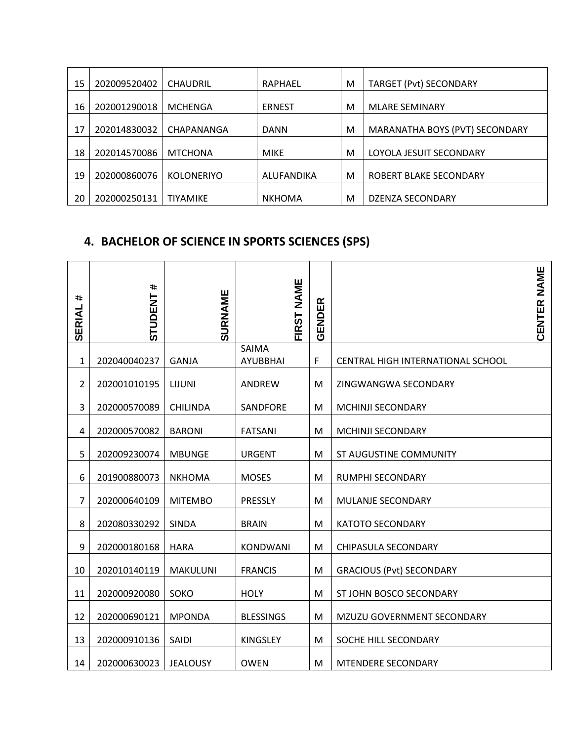| 15 | 202009520402 | CHAUDRIL | RAPHAEL | M | TARGET (Pvt) SECONDARY |
|---|---|---|---|---|---|
| 16 | 202001290018 | MCHENGA | ERNEST | M | MLARE SEMINARY |
| 17 | 202014830032 | CHAPANANGA | DANN | M | MARANATHA BOYS (PVT) SECONDARY |
| 18 | 202014570086 | MTCHONA | MIKE | M | LOYOLA JESUIT SECONDARY |
| 19 | 202000860076 | KOLONERIYO | ALUFANDIKA | M | ROBERT BLAKE SECONDARY |
| 20 | 202000250131 | TIYAMIKE | NKHOMA | M | DZENZA SECONDARY |

## 4. BACHELOR OF SCIENCE IN SPORTS SCIENCES (SPS)

| SERIAL # | STUDENT # | SURNAME | FIRST NAME | GENDER | CENTER NAME |
|---|---|---|---|---|---|
| 1 | 202040040237 | GANJA | SAIMA AYUBBHAI | F | CENTRAL HIGH INTERNATIONAL SCHOOL |
| 2 | 202001010195 | LIJUNI | ANDREW | M | ZINGWANGWA SECONDARY |
| 3 | 202000570089 | CHILINDA | SANDFORE | M | MCHINJI SECONDARY |
| 4 | 202000570082 | BARONI | FATSANI | M | MCHINJI SECONDARY |
| 5 | 202009230074 | MBUNGE | URGENT | M | ST AUGUSTINE COMMUNITY |
| 6 | 201900880073 | NKHOMA | MOSES | M | RUMPHI SECONDARY |
| 7 | 202000640109 | MITEMBO | PRESSLY | M | MULANJE SECONDARY |
| 8 | 202080330292 | SINDA | BRAIN | M | KATOTO SECONDARY |
| 9 | 202000180168 | HARA | KONDWANI | M | CHIPASULA SECONDARY |
| 10 | 202010140119 | MAKULUNI | FRANCIS | M | GRACIOUS (Pvt) SECONDARY |
| 11 | 202000920080 | SOKO | HOLY | M | ST JOHN BOSCO SECONDARY |
| 12 | 202000690121 | MPONDA | BLESSINGS | M | MZUZU GOVERNMENT SECONDARY |
| 13 | 202000910136 | SAIDI | KINGSLEY | M | SOCHE HILL SECONDARY |
| 14 | 202000630023 | JEALOUSY | OWEN | M | MTENDERE SECONDARY |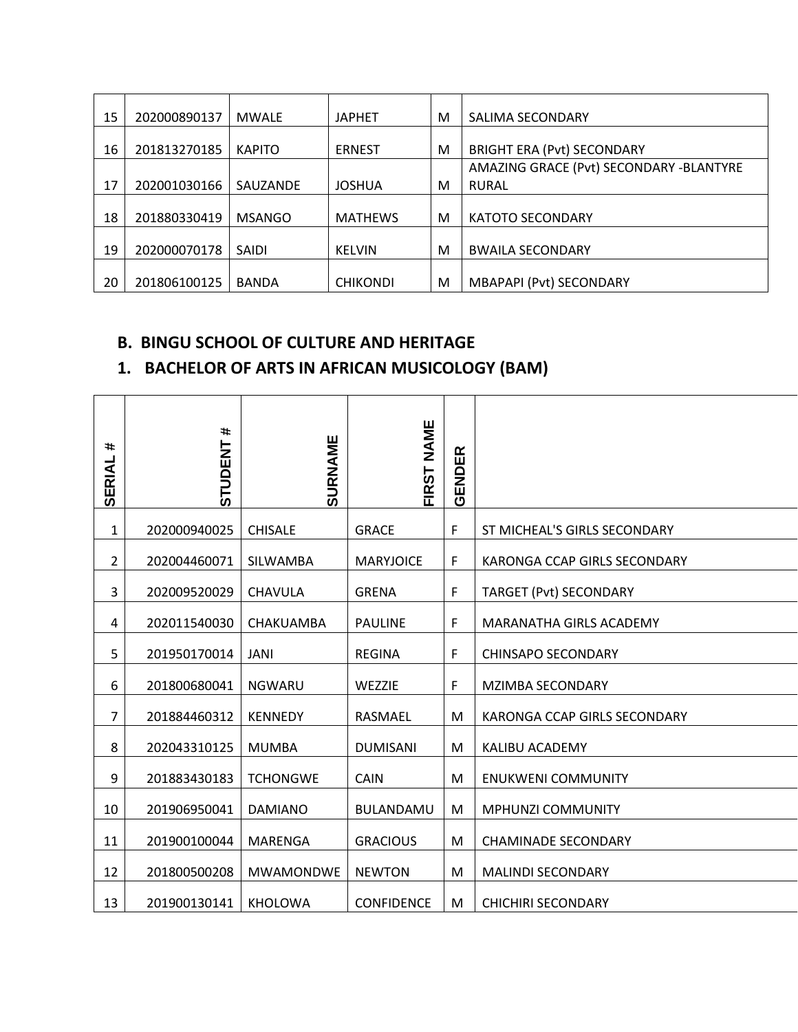| 15 | 202000890137 | MWALE | JAPHET | M | SALIMA SECONDARY |
|---|---|---|---|---|---|
| 16 | 201813270185 | KAPITO | ERNEST | M | BRIGHT ERA (Pvt) SECONDARY |
| 17 | 202001030166 | SAUZANDE | JOSHUA | M | AMAZING GRACE (Pvt) SECONDARY -BLANTYRE RURAL |
| 18 | 201880330419 | MSANGO | MATHEWS | M | KATOTO SECONDARY |
| 19 | 202000070178 | SAIDI | KELVIN | M | BWAILA SECONDARY |
| 20 | 201806100125 | BANDA | CHIKONDI | M | MBAPAPI (Pvt) SECONDARY |

## B. BINGU SCHOOL OF CULTURE AND HERITAGE

### 1. BACHELOR OF ARTS IN AFRICAN MUSICOLOGY (BAM)

| SERIAL # | STUDENT # | SURNAME | FIRST NAME | GENDER | |
|---|---|---|---|---|---|
| 1 | 202000940025 | CHISALE | GRACE | F | ST MICHEAL'S GIRLS SECONDARY |
| 2 | 202004460071 | SILWAMBA | MARYJOICE | F | KARONGA CCAP GIRLS SECONDARY |
| 3 | 202009520029 | CHAVULA | GRENA | F | TARGET (Pvt) SECONDARY |
| 4 | 202011540030 | CHAKUAMBA | PAULINE | F | MARANATHA GIRLS ACADEMY |
| 5 | 201950170014 | JANI | REGINA | F | CHINSAPO SECONDARY |
| 6 | 201800680041 | NGWARU | WEZZIE | F | MZIMBA SECONDARY |
| 7 | 201884460312 | KENNEDY | RASMAEL | M | KARONGA CCAP GIRLS SECONDARY |
| 8 | 202043310125 | MUMBA | DUMISANI | M | KALIBU ACADEMY |
| 9 | 201883430183 | TCHONGWE | CAIN | M | ENUKWENI COMMUNITY |
| 10 | 201906950041 | DAMIANO | BULANDAMU | M | MPHUNZI COMMUNITY |
| 11 | 201900100044 | MARENGA | GRACIOUS | M | CHAMINADE SECONDARY |
| 12 | 201800500208 | MWAMONDWE | NEWTON | M | MALINDI SECONDARY |
| 13 | 201900130141 | KHOLOWA | CONFIDENCE | M | CHICHIRI SECONDARY |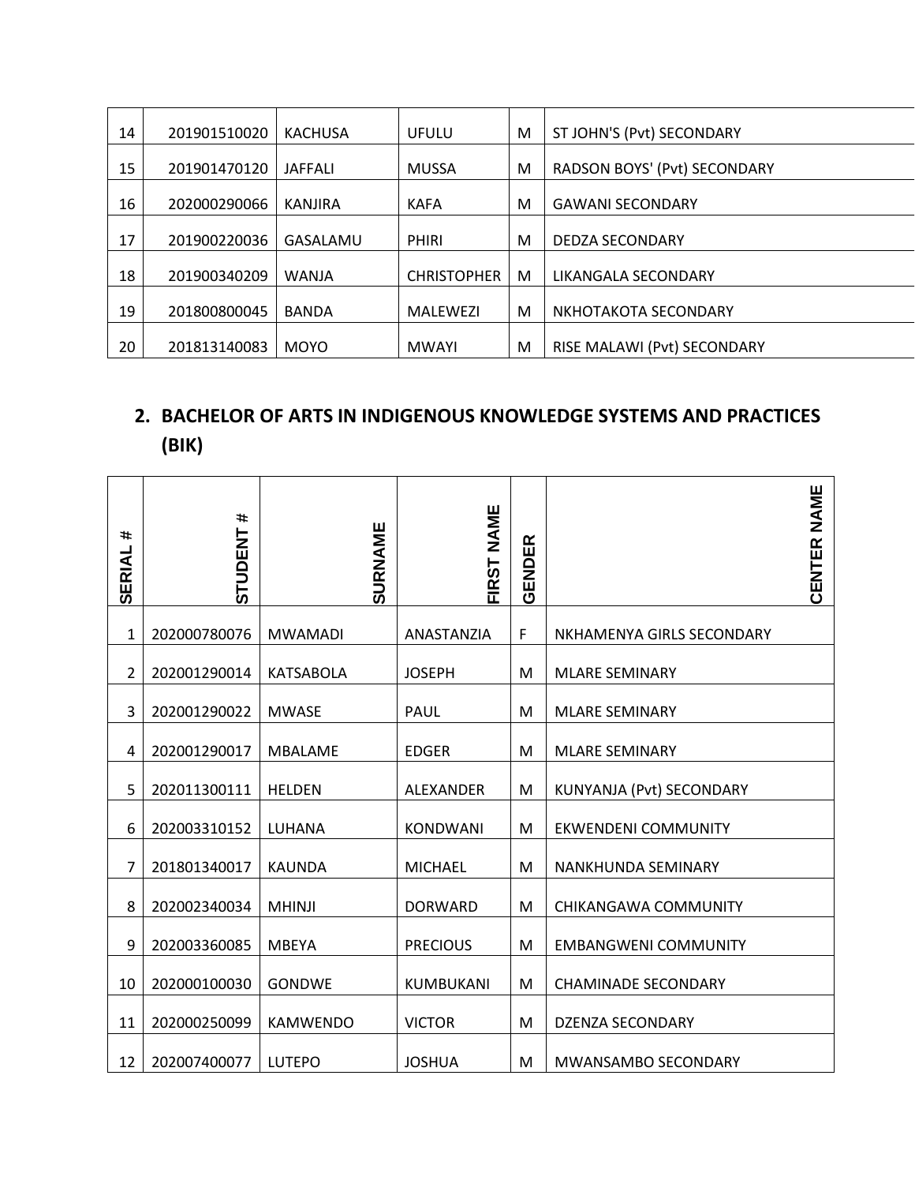| | | | | | |
|---|---|---|---|---|---|
| 14 | 201901510020 | KACHUSA | UFULU | M | ST JOHN'S (Pvt) SECONDARY |
| 15 | 201901470120 | JAFFALI | MUSSA | M | RADSON BOYS' (Pvt) SECONDARY |
| 16 | 202000290066 | KANJIRA | KAFA | M | GAWANI SECONDARY |
| 17 | 201900220036 | GASALAMU | PHIRI | M | DEDZA SECONDARY |
| 18 | 201900340209 | WANJA | CHRISTOPHER | M | LIKANGALA SECONDARY |
| 19 | 201800800045 | BANDA | MALEWEZI | M | NKHOTAKOTA SECONDARY |
| 20 | 201813140083 | MOYO | MWAYI | M | RISE MALAWI (Pvt) SECONDARY |

## 2. BACHELOR OF ARTS IN INDIGENOUS KNOWLEDGE SYSTEMS AND PRACTICES (BIK)

| SERIAL # | STUDENT # | SURNAME | FIRST NAME | GENDER | CENTER NAME |
|---|---|---|---|---|---|
| 1 | 202000780076 | MWAMADI | ANASTANZIA | F | NKHAMENYA GIRLS SECONDARY |
| 2 | 202001290014 | KATSABOLA | JOSEPH | M | MLARE SEMINARY |
| 3 | 202001290022 | MWASE | PAUL | M | MLARE SEMINARY |
| 4 | 202001290017 | MBALAME | EDGER | M | MLARE SEMINARY |
| 5 | 202011300111 | HELDEN | ALEXANDER | M | KUNYANJA (Pvt) SECONDARY |
| 6 | 202003310152 | LUHANA | KONDWANI | M | EKWENDENI COMMUNITY |
| 7 | 201801340017 | KAUNDA | MICHAEL | M | NANKHUNDA SEMINARY |
| 8 | 202002340034 | MHINJI | DORWARD | M | CHIKANGAWA COMMUNITY |
| 9 | 202003360085 | MBEYA | PRECIOUS | M | EMBANGWENI COMMUNITY |
| 10 | 202000100030 | GONDWE | KUMBUKANI | M | CHAMINADE SECONDARY |
| 11 | 202000250099 | KAMWENDO | VICTOR | M | DZENZA SECONDARY |
| 12 | 202007400077 | LUTEPO | JOSHUA | M | MWANSAMBO SECONDARY |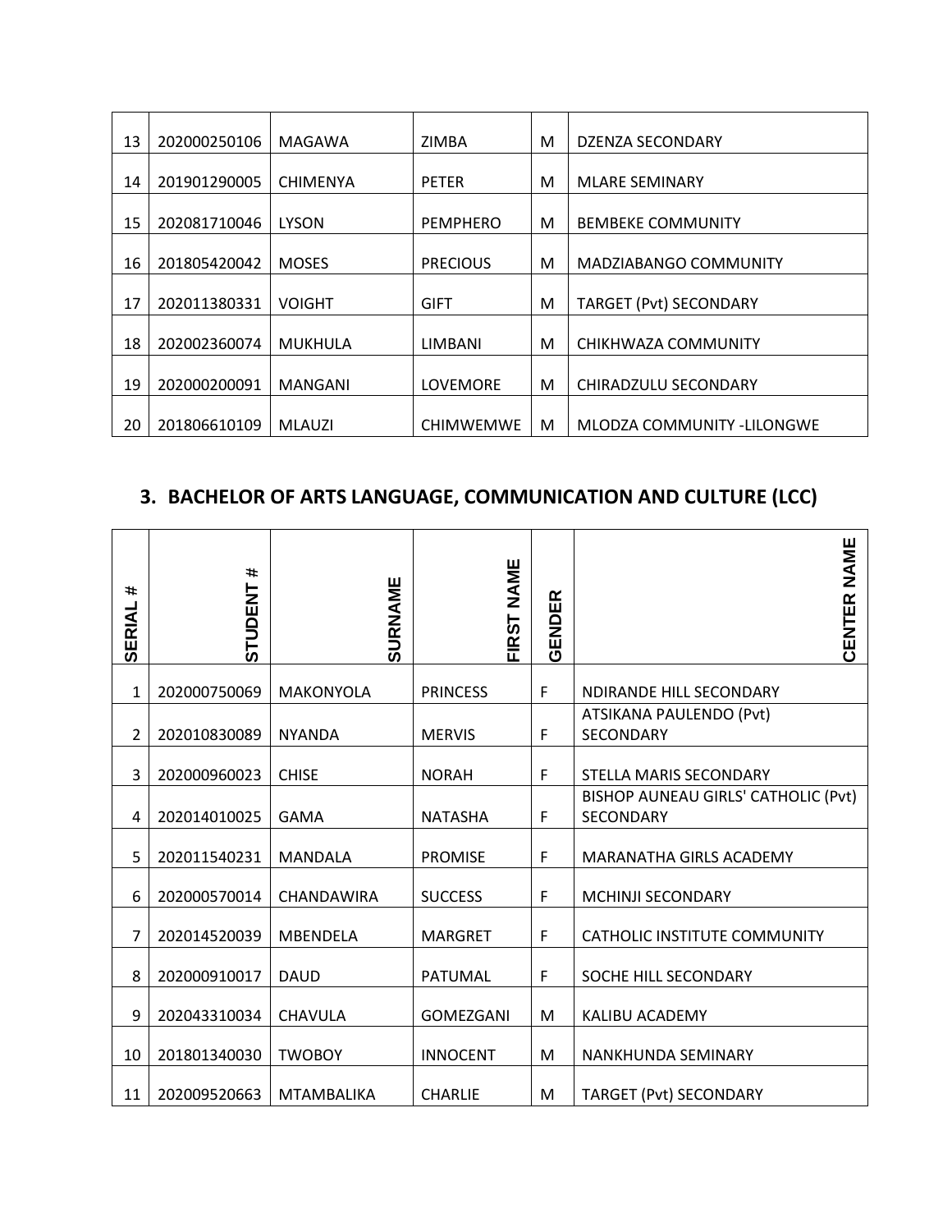| 13 | 202000250106 | MAGAWA | ZIMBA | M | DZENZA SECONDARY |
|---|---|---|---|---|---|
| 14 | 201901290005 | CHIMENYA | PETER | M | MLARE SEMINARY |
| 15 | 202081710046 | LYSON | PEMPHERO | M | BEMBEKE COMMUNITY |
| 16 | 201805420042 | MOSES | PRECIOUS | M | MADZIABANGO COMMUNITY |
| 17 | 202011380331 | VOIGHT | GIFT | M | TARGET (Pvt) SECONDARY |
| 18 | 202002360074 | MUKHULA | LIMBANI | M | CHIKHWAZA COMMUNITY |
| 19 | 202000200091 | MANGANI | LOVEMORE | M | CHIRADZULU SECONDARY |
| 20 | 201806610109 | MLAUZI | CHIMWEMWE | M | MLODZA COMMUNITY -LILONGWE |

## 3. BACHELOR OF ARTS LANGUAGE, COMMUNICATION AND CULTURE (LCC)

| SERIAL # | STUDENT # | SURNAME | FIRST NAME | GENDER | CENTER NAME |
|---|---|---|---|---|---|
| 1 | 202000750069 | MAKONYOLA | PRINCESS | F | NDIRANDE HILL SECONDARY |
| 2 | 202010830089 | NYANDA | MERVIS | F | ATSIKANA PAULENDO (Pvt) SECONDARY |
| 3 | 202000960023 | CHISE | NORAH | F | STELLA MARIS SECONDARY |
| 4 | 202014010025 | GAMA | NATASHA | F | BISHOP AUNEAU GIRLS' CATHOLIC (Pvt) SECONDARY |
| 5 | 202011540231 | MANDALA | PROMISE | F | MARANATHA GIRLS ACADEMY |
| 6 | 202000570014 | CHANDAWIRA | SUCCESS | F | MCHINJI SECONDARY |
| 7 | 202014520039 | MBENDELA | MARGRET | F | CATHOLIC INSTITUTE COMMUNITY |
| 8 | 202000910017 | DAUD | PATUMAL | F | SOCHE HILL SECONDARY |
| 9 | 202043310034 | CHAVULA | GOMEZGANI | M | KALIBU ACADEMY |
| 10 | 201801340030 | TWOBOY | INNOCENT | M | NANKHUNDA SEMINARY |
| 11 | 202009520663 | MTAMBALIKA | CHARLIE | M | TARGET (Pvt) SECONDARY |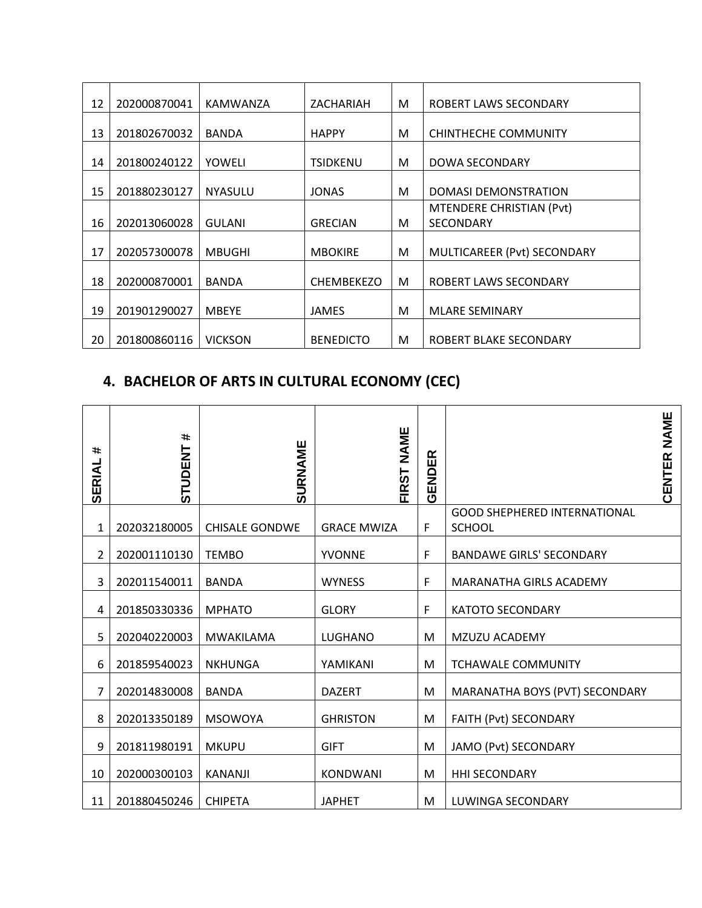| | | | | | |
|---|---|---|---|---|---|
| 12 | 202000870041 | KAMWANZA | ZACHARIAH | M | ROBERT LAWS SECONDARY |
| 13 | 201802670032 | BANDA | HAPPY | M | CHINTHECHE COMMUNITY |
| 14 | 201800240122 | YOWELI | TSIDKENU | M | DOWA SECONDARY |
| 15 | 201880230127 | NYASULU | JONAS | M | DOMASI DEMONSTRATION |
| 16 | 202013060028 | GULANI | GRECIAN | M | MTENDERE CHRISTIAN (Pvt) SECONDARY |
| 17 | 202057300078 | MBUGHI | MBOKIRE | M | MULTICAREER (Pvt) SECONDARY |
| 18 | 202000870001 | BANDA | CHEMBEKEZO | M | ROBERT LAWS SECONDARY |
| 19 | 201901290027 | MBEYE | JAMES | M | MLARE SEMINARY |
| 20 | 201800860116 | VICKSON | BENEDICTO | M | ROBERT BLAKE SECONDARY |

## 4. BACHELOR OF ARTS IN CULTURAL ECONOMY (CEC)

| SERIAL # | STUDENT # | SURNAME | FIRST NAME | GENDER | CENTER NAME |
|---|---|---|---|---|---|
| 1 | 202032180005 | CHISALE GONDWE | GRACE MWIZA | F | GOOD SHEPHERED INTERNATIONAL SCHOOL |
| 2 | 202001110130 | TEMBO | YVONNE | F | BANDAWE GIRLS' SECONDARY |
| 3 | 202011540011 | BANDA | WYNESS | F | MARANATHA GIRLS ACADEMY |
| 4 | 201850330336 | MPHATO | GLORY | F | KATOTO SECONDARY |
| 5 | 202040220003 | MWAKILAMA | LUGHANO | M | MZUZU ACADEMY |
| 6 | 201859540023 | NKHUNGA | YAMIKANI | M | TCHAWALE COMMUNITY |
| 7 | 202014830008 | BANDA | DAZERT | M | MARANATHA BOYS (PVT) SECONDARY |
| 8 | 202013350189 | MSOWOYA | GHRISTON | M | FAITH (Pvt) SECONDARY |
| 9 | 201811980191 | MKUPU | GIFT | M | JAMO (Pvt) SECONDARY |
| 10 | 202000300103 | KANANJI | KONDWANI | M | HHI SECONDARY |
| 11 | 201880450246 | CHIPETA | JAPHET | M | LUWINGA SECONDARY |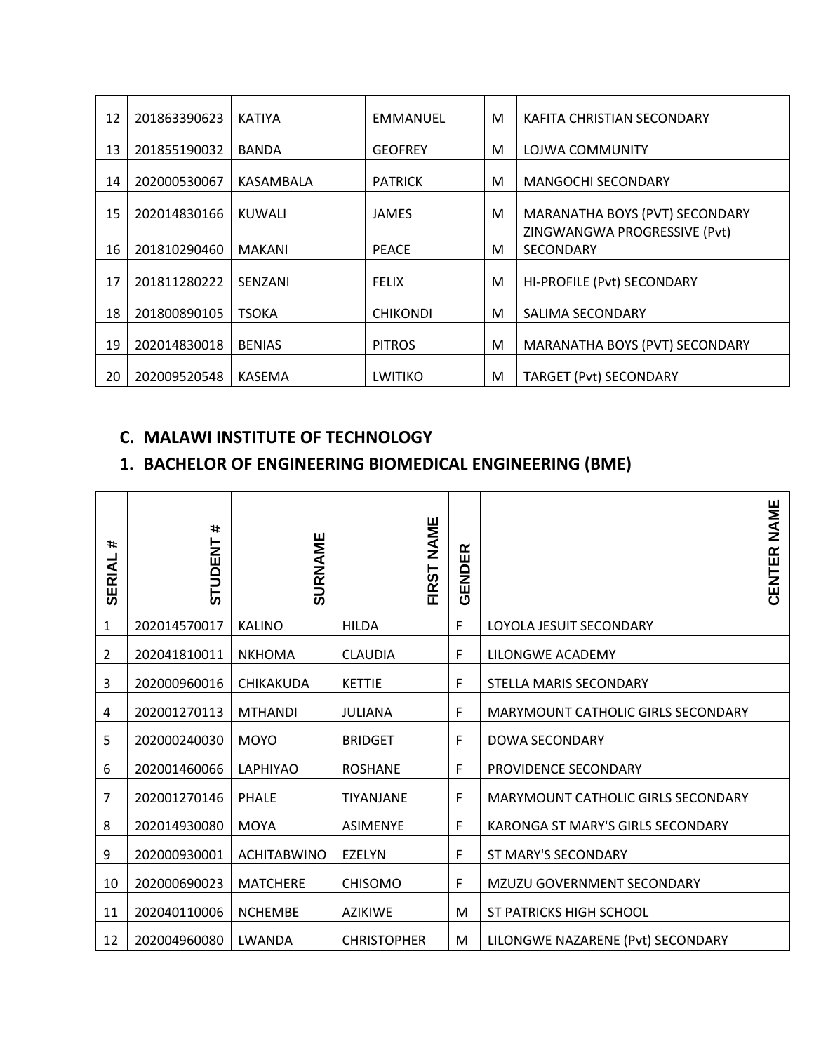| 12 | 201863390623 | KATIYA | EMMANUEL | M | KAFITA CHRISTIAN SECONDARY |
|---|---|---|---|---|---|
| 13 | 201855190032 | BANDA | GEOFREY | M | LOJWA COMMUNITY |
| 14 | 202000530067 | KASAMBALA | PATRICK | M | MANGOCHI SECONDARY |
| 15 | 202014830166 | KUWALI | JAMES | M | MARANATHA BOYS (PVT) SECONDARY |
| 16 | 201810290460 | MAKANI | PEACE | M | ZINGWANGWA PROGRESSIVE (Pvt) SECONDARY |
| 17 | 201811280222 | SENZANI | FELIX | M | HI-PROFILE (Pvt) SECONDARY |
| 18 | 201800890105 | TSOKA | CHIKONDI | M | SALIMA SECONDARY |
| 19 | 202014830018 | BENIAS | PITROS | M | MARANATHA BOYS (PVT) SECONDARY |
| 20 | 202009520548 | KASEMA | LWITIKO | M | TARGET (Pvt) SECONDARY |

## C. MALAWI INSTITUTE OF TECHNOLOGY

### 1. BACHELOR OF ENGINEERING BIOMEDICAL ENGINEERING (BME)

| SERIAL # | STUDENT # | SURNAME | FIRST NAME | GENDER | CENTER NAME |
|---|---|---|---|---|---|
| 1 | 202014570017 | KALINO | HILDA | F | LOYOLA JESUIT SECONDARY |
| 2 | 202041810011 | NKHOMA | CLAUDIA | F | LILONGWE ACADEMY |
| 3 | 202000960016 | CHIKAKUDA | KETTIE | F | STELLA MARIS SECONDARY |
| 4 | 202001270113 | MTHANDI | JULIANA | F | MARYMOUNT CATHOLIC GIRLS SECONDARY |
| 5 | 202000240030 | MOYO | BRIDGET | F | DOWA SECONDARY |
| 6 | 202001460066 | LAPHIYAO | ROSHANE | F | PROVIDENCE SECONDARY |
| 7 | 202001270146 | PHALE | TIYANJANE | F | MARYMOUNT CATHOLIC GIRLS SECONDARY |
| 8 | 202014930080 | MOYA | ASIMENYE | F | KARONGA ST MARY'S GIRLS SECONDARY |
| 9 | 202000930001 | ACHITABWINO | EZELYN | F | ST MARY'S SECONDARY |
| 10 | 202000690023 | MATCHERE | CHISOMO | F | MZUZU GOVERNMENT SECONDARY |
| 11 | 202040110006 | NCHEMBE | AZIKIWE | M | ST PATRICKS HIGH SCHOOL |
| 12 | 202004960080 | LWANDA | CHRISTOPHER | M | LILONGWE NAZARENE (Pvt) SECONDARY |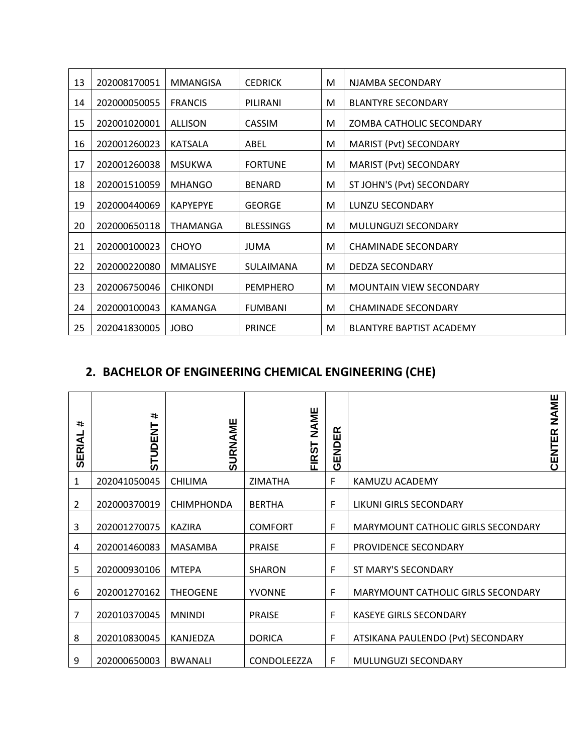| 13 | 202008170051 | MMANGISA | CEDRICK | M | NJAMBA SECONDARY |
|---|---|---|---|---|---|
| 14 | 202000050055 | FRANCIS | PILIRANI | M | BLANTYRE SECONDARY |
| 15 | 202001020001 | ALLISON | CASSIM | M | ZOMBA CATHOLIC SECONDARY |
| 16 | 202001260023 | KATSALA | ABEL | M | MARIST (Pvt) SECONDARY |
| 17 | 202001260038 | MSUKWA | FORTUNE | M | MARIST (Pvt) SECONDARY |
| 18 | 202001510059 | MHANGO | BENARD | M | ST JOHN'S (Pvt) SECONDARY |
| 19 | 202000440069 | KAPYEPYE | GEORGE | M | LUNZU SECONDARY |
| 20 | 202000650118 | THAMANGA | BLESSINGS | M | MULUNGUZI SECONDARY |
| 21 | 202000100023 | CHOYO | JUMA | M | CHAMINADE SECONDARY |
| 22 | 202000220080 | MMALISYE | SULAIMANA | M | DEDZA SECONDARY |
| 23 | 202006750046 | CHIKONDI | PEMPHERO | M | MOUNTAIN VIEW SECONDARY |
| 24 | 202000100043 | KAMANGA | FUMBANI | M | CHAMINADE SECONDARY |
| 25 | 202041830005 | JOBO | PRINCE | M | BLANTYRE BAPTIST ACADEMY |

## 2. BACHELOR OF ENGINEERING CHEMICAL ENGINEERING (CHE)

| SERIAL # | STUDENT # | SURNAME | FIRST NAME | GENDER | CENTER NAME |
|---|---|---|---|---|---|
| 1 | 202041050045 | CHILIMA | ZIMATHA | F | KAMUZU ACADEMY |
| 2 | 202000370019 | CHIMPHONDA | BERTHA | F | LIKUNI GIRLS SECONDARY |
| 3 | 202001270075 | KAZIRA | COMFORT | F | MARYMOUNT CATHOLIC GIRLS SECONDARY |
| 4 | 202001460083 | MASAMBA | PRAISE | F | PROVIDENCE SECONDARY |
| 5 | 202000930106 | MTEPA | SHARON | F | ST MARY'S SECONDARY |
| 6 | 202001270162 | THEOGENE | YVONNE | F | MARYMOUNT CATHOLIC GIRLS SECONDARY |
| 7 | 202010370045 | MNINDI | PRAISE | F | KASEYE GIRLS SECONDARY |
| 8 | 202010830045 | KANJEDZA | DORICA | F | ATSIKANA PAULENDO (Pvt) SECONDARY |
| 9 | 202000650003 | BWANALI | CONDOLEEZZA | F | MULUNGUZI SECONDARY |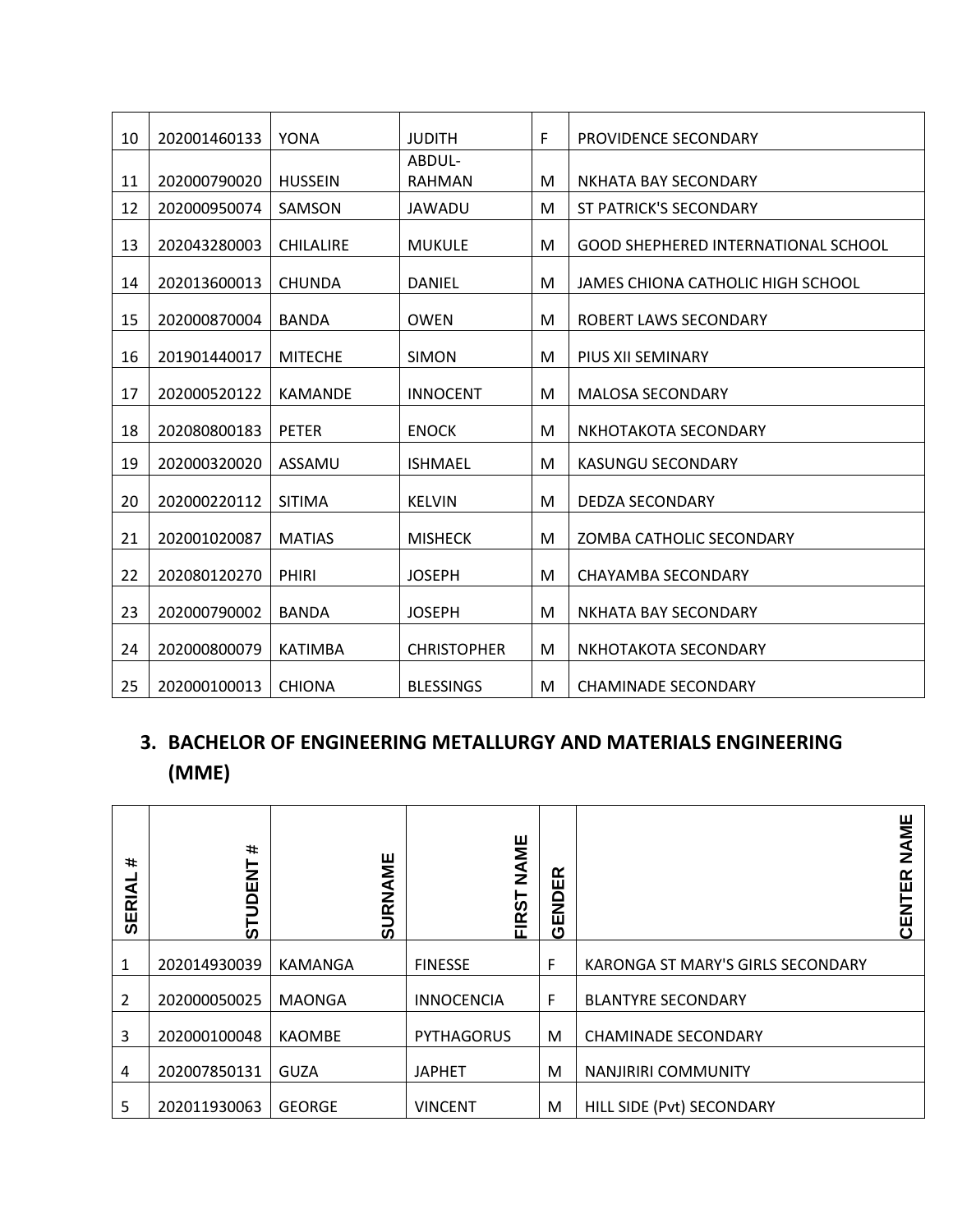| | | | | | |
|---|---|---|---|---|---|
| 10 | 202001460133 | YONA | JUDITH | F | PROVIDENCE SECONDARY |
| 11 | 202000790020 | HUSSEIN | ABDUL-RAHMAN | M | NKHATA BAY SECONDARY |
| 12 | 202000950074 | SAMSON | JAWADU | M | ST PATRICK'S SECONDARY |
| 13 | 202043280003 | CHILALIRE | MUKULE | M | GOOD SHEPHERED INTERNATIONAL SCHOOL |
| 14 | 202013600013 | CHUNDA | DANIEL | M | JAMES CHIONA CATHOLIC HIGH SCHOOL |
| 15 | 202000870004 | BANDA | OWEN | M | ROBERT LAWS SECONDARY |
| 16 | 201901440017 | MITECHE | SIMON | M | PIUS XII SEMINARY |
| 17 | 202000520122 | KAMANDE | INNOCENT | M | MALOSA SECONDARY |
| 18 | 202080800183 | PETER | ENOCK | M | NKHOTAKOTA SECONDARY |
| 19 | 202000320020 | ASSAMU | ISHMAEL | M | KASUNGU SECONDARY |
| 20 | 202000220112 | SITIMA | KELVIN | M | DEDZA SECONDARY |
| 21 | 202001020087 | MATIAS | MISHECK | M | ZOMBA CATHOLIC SECONDARY |
| 22 | 202080120270 | PHIRI | JOSEPH | M | CHAYAMBA SECONDARY |
| 23 | 202000790002 | BANDA | JOSEPH | M | NKHATA BAY SECONDARY |
| 24 | 202000800079 | KATIMBA | CHRISTOPHER | M | NKHOTAKOTA SECONDARY |
| 25 | 202000100013 | CHIONA | BLESSINGS | M | CHAMINADE SECONDARY |

## 3. BACHELOR OF ENGINEERING METALLURGY AND MATERIALS ENGINEERING (MME)

| SERIAL # | STUDENT # | SURNAME | FIRST NAME | GENDER | CENTER NAME |
|---|---|---|---|---|---|
| 1 | 202014930039 | KAMANGA | FINESSE | F | KARONGA ST MARY'S GIRLS SECONDARY |
| 2 | 202000050025 | MAONGA | INNOCENCIA | F | BLANTYRE SECONDARY |
| 3 | 202000100048 | KAOMBE | PYTHAGORUS | M | CHAMINADE SECONDARY |
| 4 | 202007850131 | GUZA | JAPHET | M | NANJIRIRI COMMUNITY |
| 5 | 202011930063 | GEORGE | VINCENT | M | HILL SIDE (Pvt) SECONDARY |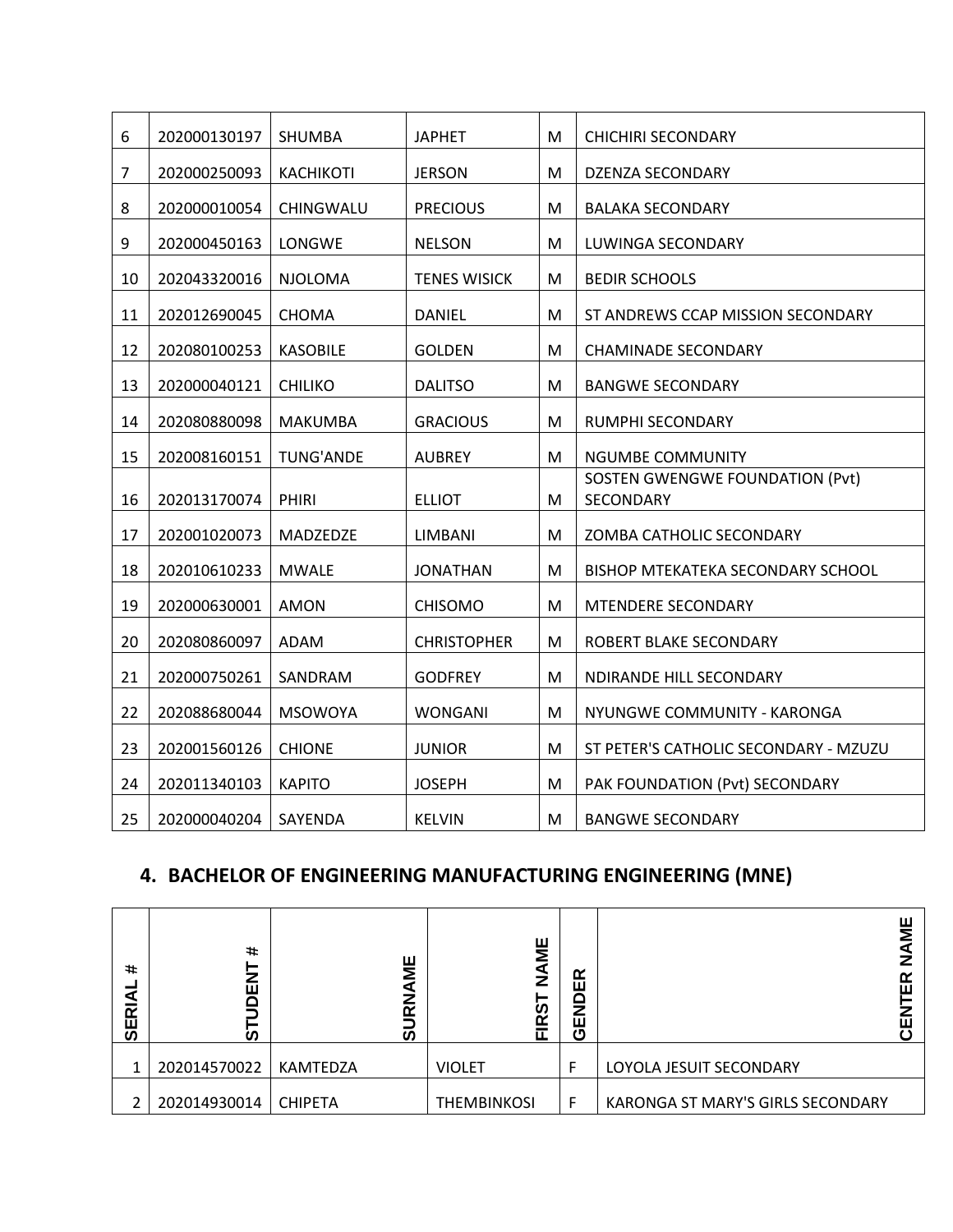| 6 | 202000130197 | SHUMBA | JAPHET | M | CHICHIRI SECONDARY |
|---|---|---|---|---|---|
| 7 | 202000250093 | KACHIKOTI | JERSON | M | DZENZA SECONDARY |
| 8 | 202000010054 | CHINGWALU | PRECIOUS | M | BALAKA SECONDARY |
| 9 | 202000450163 | LONGWE | NELSON | M | LUWINGA SECONDARY |
| 10 | 202043320016 | NJOLOMA | TENES WISICK | M | BEDIR SCHOOLS |
| 11 | 202012690045 | CHOMA | DANIEL | M | ST ANDREWS CCAP MISSION SECONDARY |
| 12 | 202080100253 | KASOBILE | GOLDEN | M | CHAMINADE SECONDARY |
| 13 | 202000040121 | CHILIKO | DALITSO | M | BANGWE SECONDARY |
| 14 | 202080880098 | MAKUMBA | GRACIOUS | M | RUMPHI SECONDARY |
| 15 | 202008160151 | TUNG'ANDE | AUBREY | M | NGUMBE COMMUNITY |
| 16 | 202013170074 | PHIRI | ELLIOT | M | SOSTEN GWENGWE FOUNDATION (Pvt) SECONDARY |
| 17 | 202001020073 | MADZEDZE | LIMBANI | M | ZOMBA CATHOLIC SECONDARY |
| 18 | 202010610233 | MWALE | JONATHAN | M | BISHOP MTEKATEKA SECONDARY SCHOOL |
| 19 | 202000630001 | AMON | CHISOMO | M | MTENDERE SECONDARY |
| 20 | 202080860097 | ADAM | CHRISTOPHER | M | ROBERT BLAKE SECONDARY |
| 21 | 202000750261 | SANDRAM | GODFREY | M | NDIRANDE HILL SECONDARY |
| 22 | 202088680044 | MSOWOYA | WONGANI | M | NYUNGWE COMMUNITY - KARONGA |
| 23 | 202001560126 | CHIONE | JUNIOR | M | ST PETER'S CATHOLIC SECONDARY - MZUZU |
| 24 | 202011340103 | KAPITO | JOSEPH | M | PAK FOUNDATION (Pvt) SECONDARY |
| 25 | 202000040204 | SAYENDA | KELVIN | M | BANGWE SECONDARY |

## 4. BACHELOR OF ENGINEERING MANUFACTURING ENGINEERING (MNE)

| SERIAL # | STUDENT # | SURNAME | FIRST NAME | GENDER | CENTER NAME |
|---|---|---|---|---|---|
| 1 | 202014570022 | KAMTEDZA | VIOLET | F | LOYOLA JESUIT SECONDARY |
| 2 | 202014930014 | CHIPETA | THEMBINKOSI | F | KARONGA ST MARY'S GIRLS SECONDARY |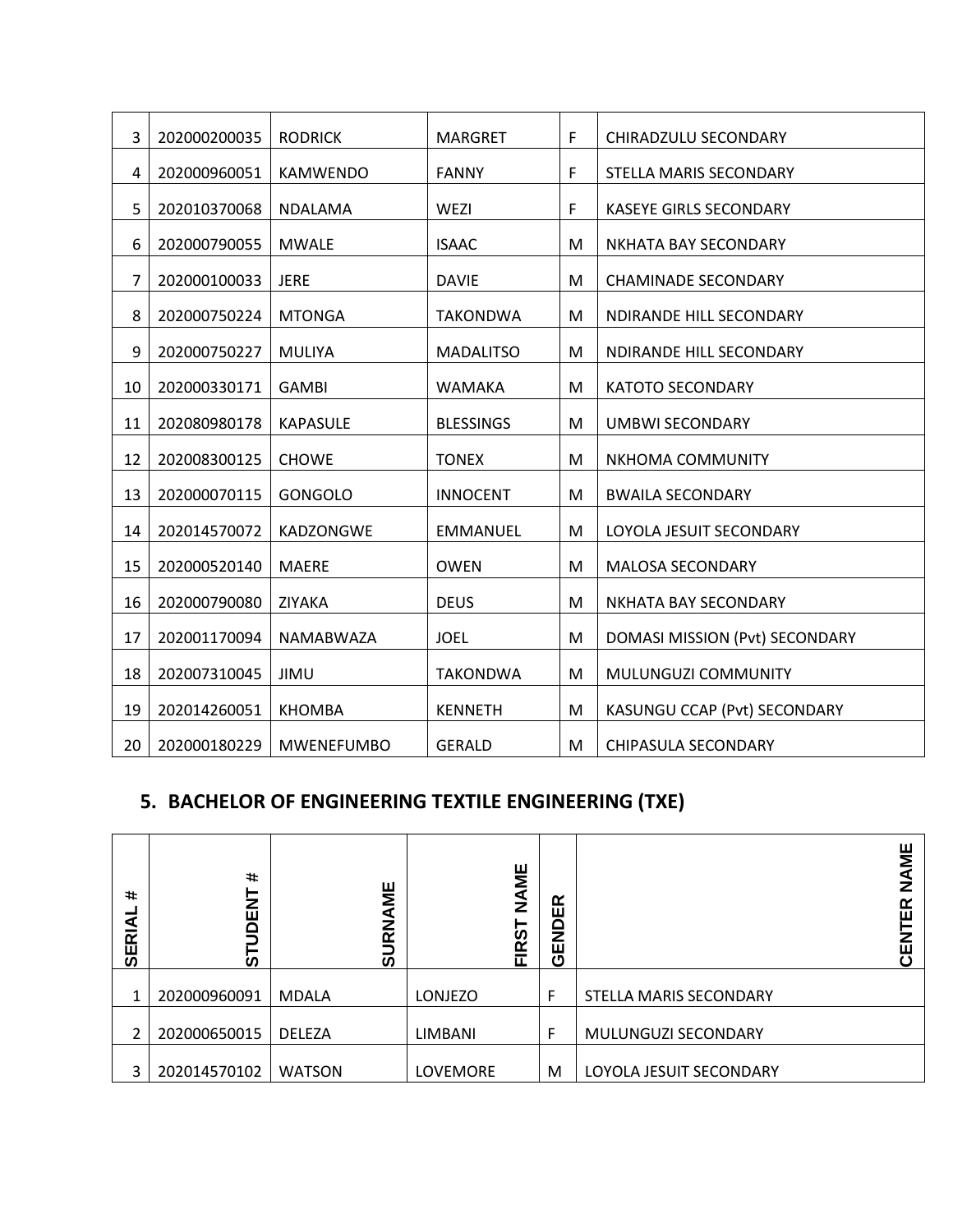| 3 | 202000200035 | RODRICK | MARGRET | F | CHIRADZULU SECONDARY |
|---|---|---|---|---|---|
| 4 | 202000960051 | KAMWENDO | FANNY | F | STELLA MARIS SECONDARY |
| 5 | 202010370068 | NDALAMA | WEZI | F | KASEYE GIRLS SECONDARY |
| 6 | 202000790055 | MWALE | ISAAC | M | NKHATA BAY SECONDARY |
| 7 | 202000100033 | JERE | DAVIE | M | CHAMINADE SECONDARY |
| 8 | 202000750224 | MTONGA | TAKONDWA | M | NDIRANDE HILL SECONDARY |
| 9 | 202000750227 | MULIYA | MADALITSO | M | NDIRANDE HILL SECONDARY |
| 10 | 202000330171 | GAMBI | WAMAKA | M | KATOTO SECONDARY |
| 11 | 202080980178 | KAPASULE | BLESSINGS | M | UMBWI SECONDARY |
| 12 | 202008300125 | CHOWE | TONEX | M | NKHOMA COMMUNITY |
| 13 | 202000070115 | GONGOLO | INNOCENT | M | BWAILA SECONDARY |
| 14 | 202014570072 | KADZONGWE | EMMANUEL | M | LOYOLA JESUIT SECONDARY |
| 15 | 202000520140 | MAERE | OWEN | M | MALOSA SECONDARY |
| 16 | 202000790080 | ZIYAKA | DEUS | M | NKHATA BAY SECONDARY |
| 17 | 202001170094 | NAMABWAZA | JOEL | M | DOMASI MISSION (Pvt) SECONDARY |
| 18 | 202007310045 | JIMU | TAKONDWA | M | MULUNGUZI COMMUNITY |
| 19 | 202014260051 | KHOMBA | KENNETH | M | KASUNGU CCAP (Pvt) SECONDARY |
| 20 | 202000180229 | MWENEFUMBO | GERALD | M | CHIPASULA SECONDARY |

## 5. BACHELOR OF ENGINEERING TEXTILE ENGINEERING (TXE)

| SERIAL # | STUDENT # | SURNAME | FIRST NAME | GENDER | CENTER NAME |
|---|---|---|---|---|---|
| 1 | 202000960091 | MDALA | LONJEZO | F | STELLA MARIS SECONDARY |
| 2 | 202000650015 | DELEZA | LIMBANI | F | MULUNGUZI SECONDARY |
| 3 | 202014570102 | WATSON | LOVEMORE | M | LOYOLA JESUIT SECONDARY |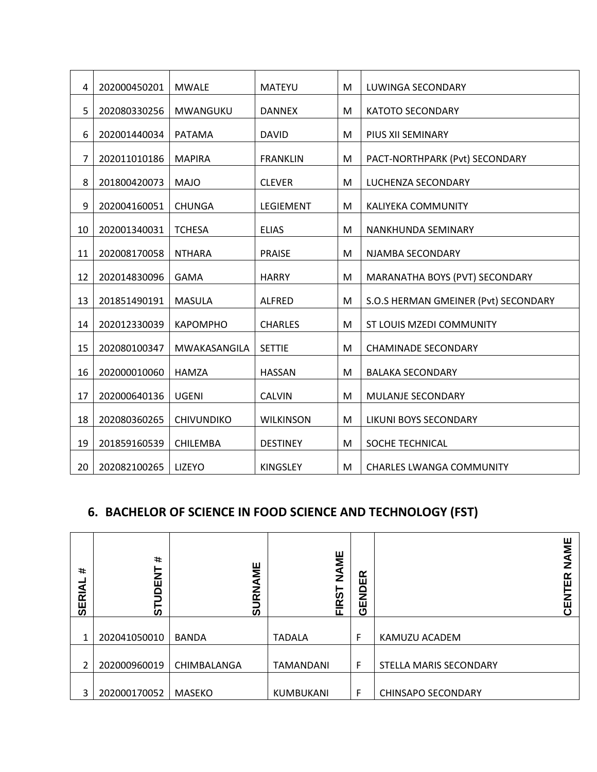| 4 | 202000450201 | MWALE | MATEYU | M | LUWINGA SECONDARY |
|---|---|---|---|---|---|
| 5 | 202080330256 | MWANGUKU | DANNEX | M | KATOTO SECONDARY |
| 6 | 202001440034 | PATAMA | DAVID | M | PIUS XII SEMINARY |
| 7 | 202011010186 | MAPIRA | FRANKLIN | M | PACT-NORTHPARK (Pvt) SECONDARY |
| 8 | 201800420073 | MAJO | CLEVER | M | LUCHENZA SECONDARY |
| 9 | 202004160051 | CHUNGA | LEGIEMENT | M | KALIYEKA COMMUNITY |
| 10 | 202001340031 | TCHESA | ELIAS | M | NANKHUNDA SEMINARY |
| 11 | 202008170058 | NTHARA | PRAISE | M | NJAMBA SECONDARY |
| 12 | 202014830096 | GAMA | HARRY | M | MARANATHA BOYS (PVT) SECONDARY |
| 13 | 201851490191 | MASULA | ALFRED | M | S.O.S HERMAN GMEINER (Pvt) SECONDARY |
| 14 | 202012330039 | KAPOMPHO | CHARLES | M | ST LOUIS MZEDI COMMUNITY |
| 15 | 202080100347 | MWAKASANGILA | SETTIE | M | CHAMINADE SECONDARY |
| 16 | 202000010060 | HAMZA | HASSAN | M | BALAKA SECONDARY |
| 17 | 202000640136 | UGENI | CALVIN | M | MULANJE SECONDARY |
| 18 | 202080360265 | CHIVUNDIKO | WILKINSON | M | LIKUNI BOYS SECONDARY |
| 19 | 201859160539 | CHILEMBA | DESTINEY | M | SOCHE TECHNICAL |
| 20 | 202082100265 | LIZEYO | KINGSLEY | M | CHARLES LWANGA COMMUNITY |

## 6. BACHELOR OF SCIENCE IN FOOD SCIENCE AND TECHNOLOGY (FST)

| SERIAL # | STUDENT # | SURNAME | FIRST NAME | GENDER | CENTER NAME |
|---|---|---|---|---|---|
| 1 | 202041050010 | BANDA | TADALA | F | KAMUZU ACADEM |
| 2 | 202000960019 | CHIMBALANGA | TAMANDANI | F | STELLA MARIS SECONDARY |
| 3 | 202000170052 | MASEKO | KUMBUKANI | F | CHINSAPO SECONDARY |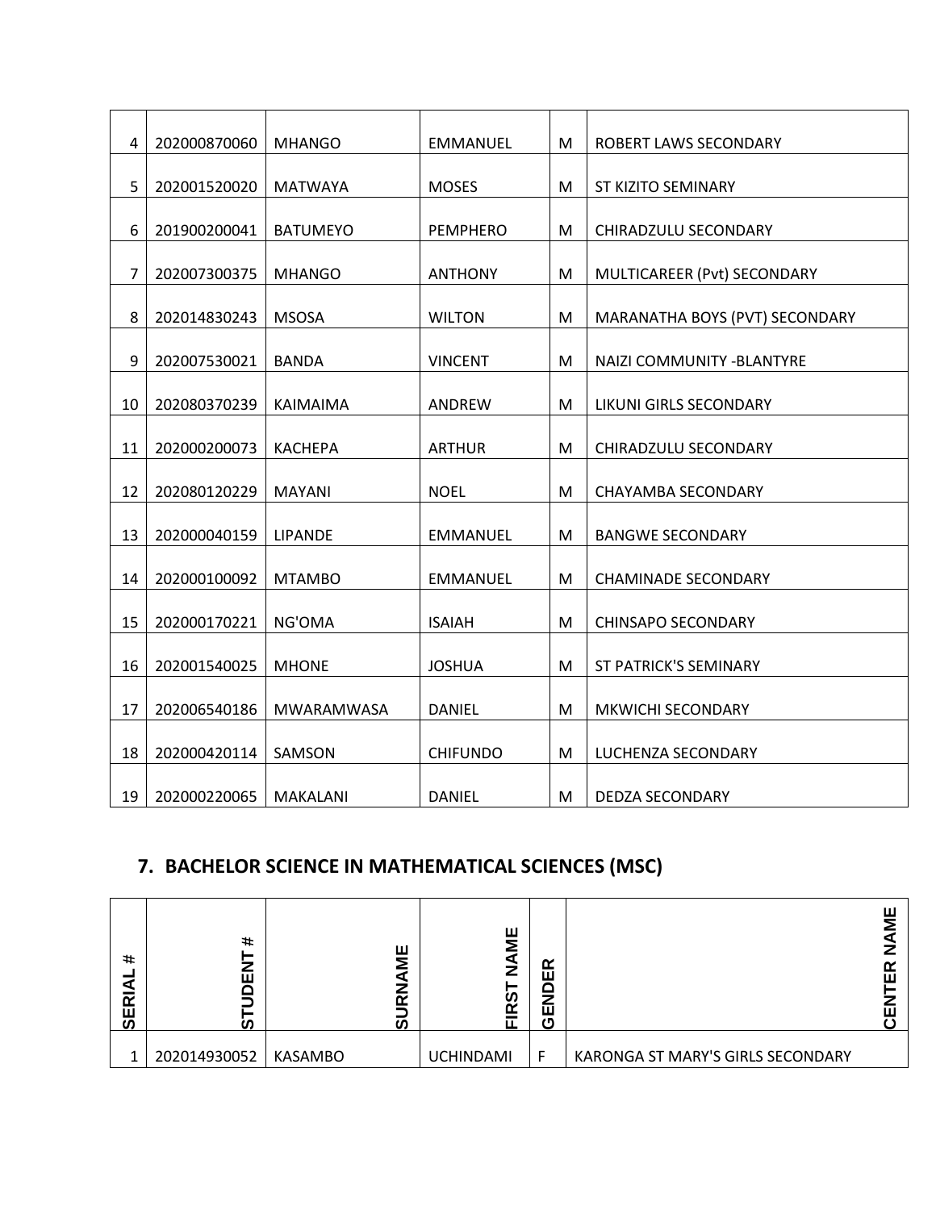| | | | | | |
|---|---|---|---|---|---|
| 4 | 202000870060 | MHANGO | EMMANUEL | M | ROBERT LAWS SECONDARY |
| 5 | 202001520020 | MATWAYA | MOSES | M | ST KIZITO SEMINARY |
| 6 | 201900200041 | BATUMEYO | PEMPHERO | M | CHIRADZULU SECONDARY |
| 7 | 202007300375 | MHANGO | ANTHONY | M | MULTICAREER (Pvt) SECONDARY |
| 8 | 202014830243 | MSOSA | WILTON | M | MARANATHA BOYS (PVT) SECONDARY |
| 9 | 202007530021 | BANDA | VINCENT | M | NAIZI COMMUNITY -BLANTYRE |
| 10 | 202080370239 | KAIMAIMA | ANDREW | M | LIKUNI GIRLS SECONDARY |
| 11 | 202000200073 | KACHEPA | ARTHUR | M | CHIRADZULU SECONDARY |
| 12 | 202080120229 | MAYANI | NOEL | M | CHAYAMBA SECONDARY |
| 13 | 202000040159 | LIPANDE | EMMANUEL | M | BANGWE SECONDARY |
| 14 | 202000100092 | MTAMBO | EMMANUEL | M | CHAMINADE SECONDARY |
| 15 | 202000170221 | NG'OMA | ISAIAH | M | CHINSAPO SECONDARY |
| 16 | 202001540025 | MHONE | JOSHUA | M | ST PATRICK'S SEMINARY |
| 17 | 202006540186 | MWARAMWASA | DANIEL | M | MKWICHI SECONDARY |
| 18 | 202000420114 | SAMSON | CHIFUNDO | M | LUCHENZA SECONDARY |
| 19 | 202000220065 | MAKALANI | DANIEL | M | DEDZA SECONDARY |

## 7. BACHELOR SCIENCE IN MATHEMATICAL SCIENCES (MSC)

| SERIAL # | STUDENT # | SURNAME | FIRST NAME | GENDER | CENTER NAME |
|---|---|---|---|---|---|
| 1 | 202014930052 | KASAMBO | UCHINDAMI | F | KARONGA ST MARY'S GIRLS SECONDARY |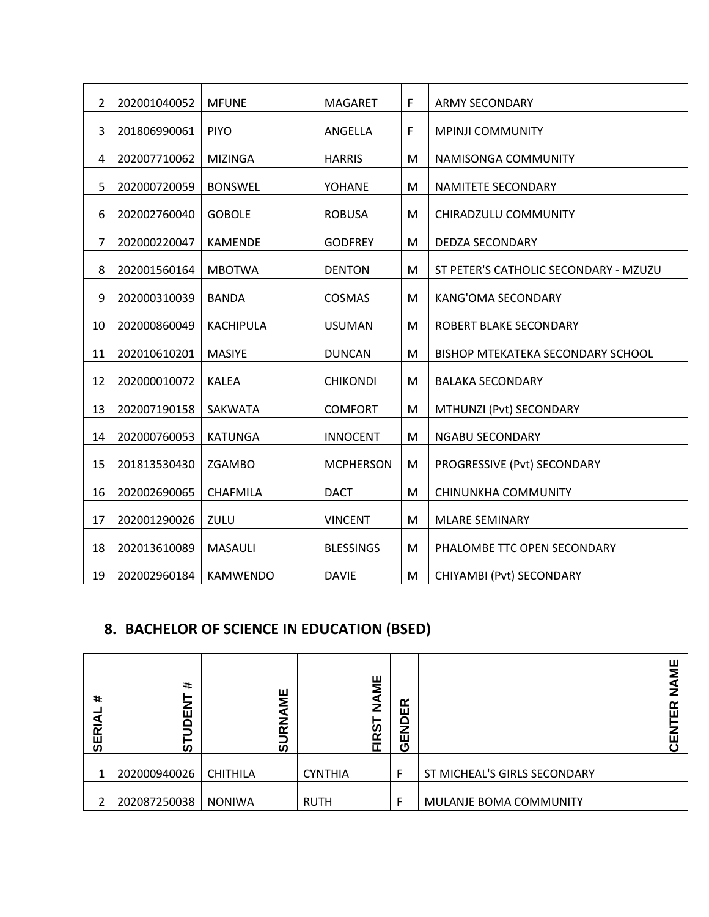| | | | | | |
|---|---|---|---|---|---|
| 2 | 202001040052 | MFUNE | MAGARET | F | ARMY SECONDARY |
| 3 | 201806990061 | PIYO | ANGELLA | F | MPINJI COMMUNITY |
| 4 | 202007710062 | MIZINGA | HARRIS | M | NAMISONGA COMMUNITY |
| 5 | 202000720059 | BONSWEL | YOHANE | M | NAMITETE SECONDARY |
| 6 | 202002760040 | GOBOLE | ROBUSA | M | CHIRADZULU COMMUNITY |
| 7 | 202000220047 | KAMENDE | GODFREY | M | DEDZA SECONDARY |
| 8 | 202001560164 | MBOTWA | DENTON | M | ST PETER'S CATHOLIC SECONDARY - MZUZU |
| 9 | 202000310039 | BANDA | COSMAS | M | KANG'OMA SECONDARY |
| 10 | 202000860049 | KACHIPULA | USUMAN | M | ROBERT BLAKE SECONDARY |
| 11 | 202010610201 | MASIYE | DUNCAN | M | BISHOP MTEKATEKA SECONDARY SCHOOL |
| 12 | 202000010072 | KALEA | CHIKONDI | M | BALAKA SECONDARY |
| 13 | 202007190158 | SAKWATA | COMFORT | M | MTHUNZI (Pvt) SECONDARY |
| 14 | 202000760053 | KATUNGA | INNOCENT | M | NGABU SECONDARY |
| 15 | 201813530430 | ZGAMBO | MCPHERSON | M | PROGRESSIVE (Pvt) SECONDARY |
| 16 | 202002690065 | CHAFMILA | DACT | M | CHINUNKHA COMMUNITY |
| 17 | 202001290026 | ZULU | VINCENT | M | MLARE SEMINARY |
| 18 | 202013610089 | MASAULI | BLESSINGS | M | PHALOMBE TTC OPEN SECONDARY |
| 19 | 202002960184 | KAMWENDO | DAVIE | M | CHIYAMBI (Pvt) SECONDARY |

## 8. BACHELOR OF SCIENCE IN EDUCATION (BSED)

| SERIAL # | STUDENT # | SURNAME | FIRST NAME | GENDER | CENTER NAME |
|---|---|---|---|---|---|
| 1 | 202000940026 | CHITHILA | CYNTHIA | F | ST MICHEAL'S GIRLS SECONDARY |
| 2 | 202087250038 | NONIWA | RUTH | F | MULANJE BOMA COMMUNITY |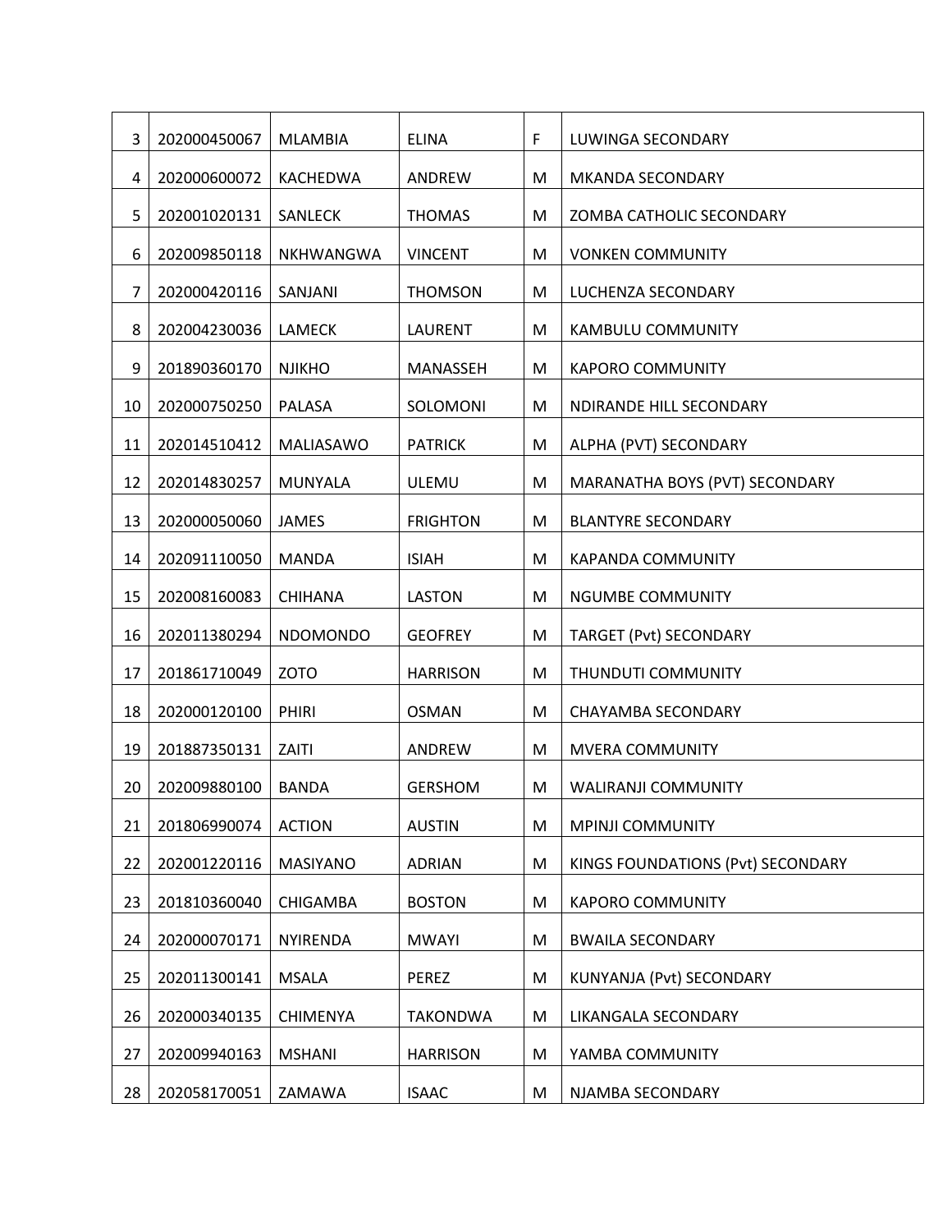| 3 | 202000450067 | MLAMBIA | ELINA | F | LUWINGA SECONDARY |
|---|---|---|---|---|---|
| 4 | 202000600072 | KACHEDWA | ANDREW | M | MKANDA SECONDARY |
| 5 | 202001020131 | SANLECK | THOMAS | M | ZOMBA CATHOLIC SECONDARY |
| 6 | 202009850118 | NKHWANGWA | VINCENT | M | VONKEN COMMUNITY |
| 7 | 202000420116 | SANJANI | THOMSON | M | LUCHENZA SECONDARY |
| 8 | 202004230036 | LAMECK | LAURENT | M | KAMBULU COMMUNITY |
| 9 | 201890360170 | NJIKHO | MANASSEH | M | KAPORO COMMUNITY |
| 10 | 202000750250 | PALASA | SOLOMONI | M | NDIRANDE HILL SECONDARY |
| 11 | 202014510412 | MALIASAWO | PATRICK | M | ALPHA (PVT) SECONDARY |
| 12 | 202014830257 | MUNYALA | ULEMU | M | MARANATHA BOYS (PVT) SECONDARY |
| 13 | 202000050060 | JAMES | FRIGHTON | M | BLANTYRE SECONDARY |
| 14 | 202091110050 | MANDA | ISIAH | M | KAPANDA COMMUNITY |
| 15 | 202008160083 | CHIHANA | LASTON | M | NGUMBE COMMUNITY |
| 16 | 202011380294 | NDOMONDO | GEOFREY | M | TARGET (Pvt) SECONDARY |
| 17 | 201861710049 | ZOTO | HARRISON | M | THUNDUTI COMMUNITY |
| 18 | 202000120100 | PHIRI | OSMAN | M | CHAYAMBA SECONDARY |
| 19 | 201887350131 | ZAITI | ANDREW | M | MVERA COMMUNITY |
| 20 | 202009880100 | BANDA | GERSHOM | M | WALIRANJI COMMUNITY |
| 21 | 201806990074 | ACTION | AUSTIN | M | MPINJI COMMUNITY |
| 22 | 202001220116 | MASIYANO | ADRIAN | M | KINGS FOUNDATIONS (Pvt) SECONDARY |
| 23 | 201810360040 | CHIGAMBA | BOSTON | M | KAPORO COMMUNITY |
| 24 | 202000070171 | NYIRENDA | MWAYI | M | BWAILA SECONDARY |
| 25 | 202011300141 | MSALA | PEREZ | M | KUNYANJA (Pvt) SECONDARY |
| 26 | 202000340135 | CHIMENYA | TAKONDWA | M | LIKANGALA SECONDARY |
| 27 | 202009940163 | MSHANI | HARRISON | M | YAMBA COMMUNITY |
| 28 | 202058170051 | ZAMAWA | ISAAC | M | NJAMBA SECONDARY |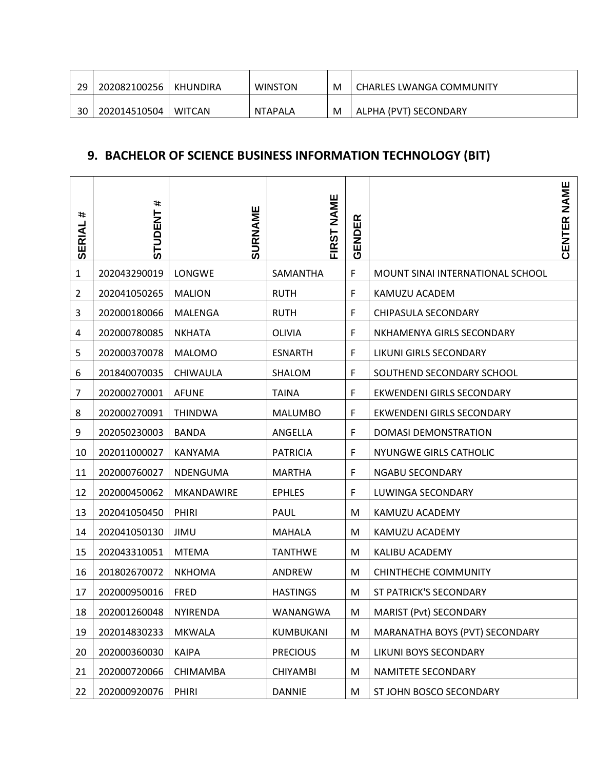| 29 | 202082100256 | KHUNDIRA | WINSTON | M | CHARLES LWANGA COMMUNITY |
|---|---|---|---|---|---|
| 30 | 202014510504 | WITCAN | NTAPALA | M | ALPHA (PVT) SECONDARY |

## 9. BACHELOR OF SCIENCE BUSINESS INFORMATION TECHNOLOGY (BIT)

| SERIAL # | STUDENT # | SURNAME | FIRST NAME | GENDER | CENTER NAME |
|---|---|---|---|---|---|
| 1 | 202043290019 | LONGWE | SAMANTHA | F | MOUNT SINAI INTERNATIONAL SCHOOL |
| 2 | 202041050265 | MALION | RUTH | F | KAMUZU ACADEM |
| 3 | 202000180066 | MALENGA | RUTH | F | CHIPASULA SECONDARY |
| 4 | 202000780085 | NKHATA | OLIVIA | F | NKHAMENYA GIRLS SECONDARY |
| 5 | 202000370078 | MALOMO | ESNARTH | F | LIKUNI GIRLS SECONDARY |
| 6 | 201840070035 | CHIWAULA | SHALOM | F | SOUTHEND SECONDARY SCHOOL |
| 7 | 202000270001 | AFUNE | TAINA | F | EKWENDENI GIRLS SECONDARY |
| 8 | 202000270091 | THINDWA | MALUMBO | F | EKWENDENI GIRLS SECONDARY |
| 9 | 202050230003 | BANDA | ANGELLA | F | DOMASI DEMONSTRATION |
| 10 | 202011000027 | KANYAMA | PATRICIA | F | NYUNGWE GIRLS CATHOLIC |
| 11 | 202000760027 | NDENGUMA | MARTHA | F | NGABU SECONDARY |
| 12 | 202000450062 | MKANDAWIRE | EPHLES | F | LUWINGA SECONDARY |
| 13 | 202041050450 | PHIRI | PAUL | M | KAMUZU ACADEMY |
| 14 | 202041050130 | JIMU | MAHALA | M | KAMUZU ACADEMY |
| 15 | 202043310051 | MTEMA | TANTHWE | M | KALIBU ACADEMY |
| 16 | 201802670072 | NKHOMA | ANDREW | M | CHINTHECHE COMMUNITY |
| 17 | 202000950016 | FRED | HASTINGS | M | ST PATRICK'S SECONDARY |
| 18 | 202001260048 | NYIRENDA | WANANGWA | M | MARIST (Pvt) SECONDARY |
| 19 | 202014830233 | MKWALA | KUMBUKANI | M | MARANATHA BOYS (PVT) SECONDARY |
| 20 | 202000360030 | KAIPA | PRECIOUS | M | LIKUNI BOYS SECONDARY |
| 21 | 202000720066 | CHIMAMBA | CHIYAMBI | M | NAMITETE SECONDARY |
| 22 | 202000920076 | PHIRI | DANNIE | M | ST JOHN BOSCO SECONDARY |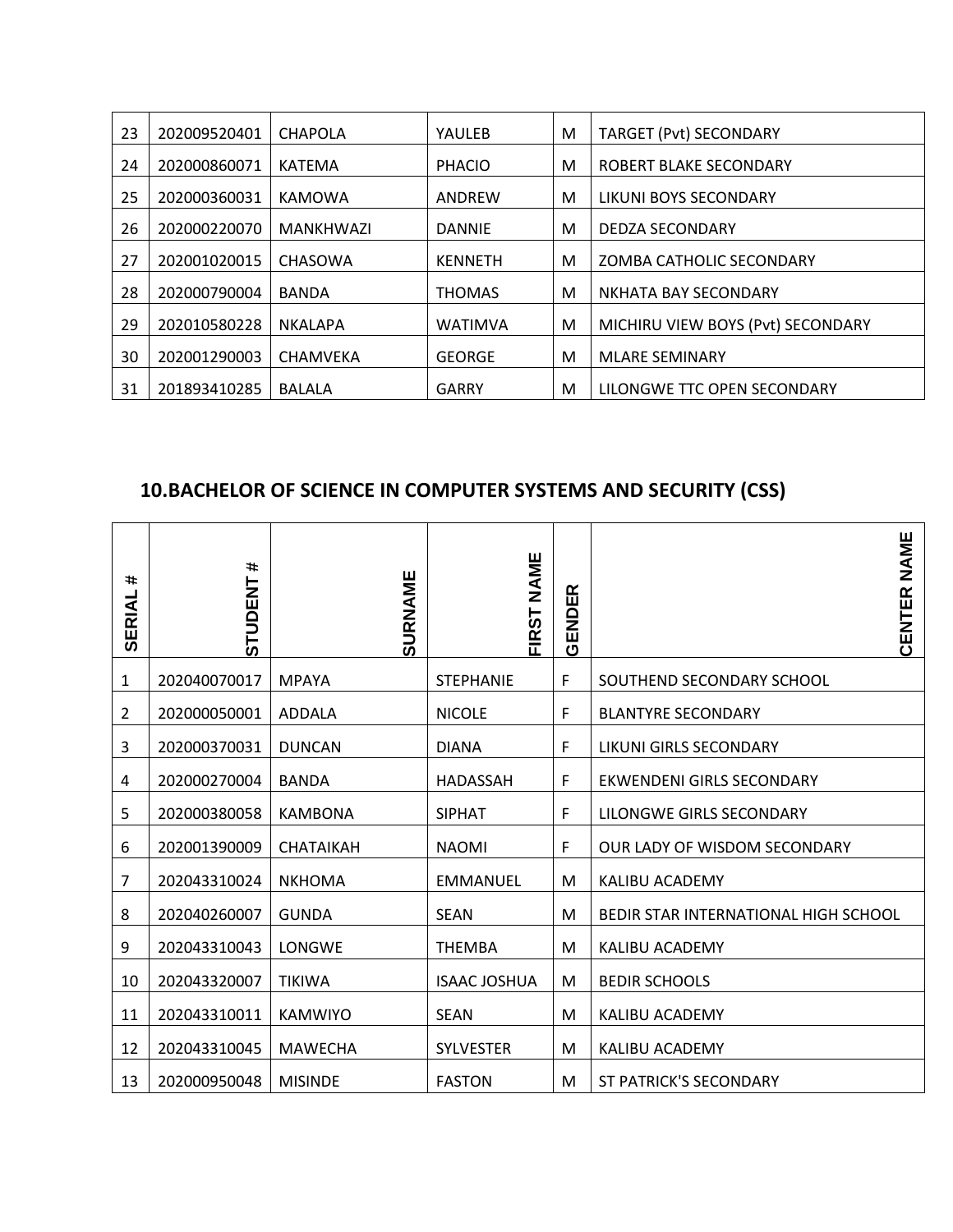| 23 | 202009520401 | CHAPOLA | YAULEB | M | TARGET (Pvt) SECONDARY |
|---|---|---|---|---|---|
| 24 | 202000860071 | KATEMA | PHACIO | M | ROBERT BLAKE SECONDARY |
| 25 | 202000360031 | KAMOWA | ANDREW | M | LIKUNI BOYS SECONDARY |
| 26 | 202000220070 | MANKHWAZI | DANNIE | M | DEDZA SECONDARY |
| 27 | 202001020015 | CHASOWA | KENNETH | M | ZOMBA CATHOLIC SECONDARY |
| 28 | 202000790004 | BANDA | THOMAS | M | NKHATA BAY SECONDARY |
| 29 | 202010580228 | NKALAPA | WATIMVA | M | MICHIRU VIEW BOYS (Pvt) SECONDARY |
| 30 | 202001290003 | CHAMVEKA | GEORGE | M | MLARE SEMINARY |
| 31 | 201893410285 | BALALA | GARRY | M | LILONGWE TTC OPEN SECONDARY |

## 10.BACHELOR OF SCIENCE IN COMPUTER SYSTEMS AND SECURITY (CSS)

| SERIAL # | STUDENT # | SURNAME | FIRST NAME | GENDER | CENTER NAME |
|---|---|---|---|---|---|
| 1 | 202040070017 | MPAYA | STEPHANIE | F | SOUTHEND SECONDARY SCHOOL |
| 2 | 202000050001 | ADDALA | NICOLE | F | BLANTYRE SECONDARY |
| 3 | 202000370031 | DUNCAN | DIANA | F | LIKUNI GIRLS SECONDARY |
| 4 | 202000270004 | BANDA | HADASSAH | F | EKWENDENI GIRLS SECONDARY |
| 5 | 202000380058 | KAMBONA | SIPHAT | F | LILONGWE GIRLS SECONDARY |
| 6 | 202001390009 | CHATAIKAH | NAOMI | F | OUR LADY OF WISDOM SECONDARY |
| 7 | 202043310024 | NKHOMA | EMMANUEL | M | KALIBU ACADEMY |
| 8 | 202040260007 | GUNDA | SEAN | M | BEDIR STAR INTERNATIONAL HIGH SCHOOL |
| 9 | 202043310043 | LONGWE | THEMBA | M | KALIBU ACADEMY |
| 10 | 202043320007 | TIKIWA | ISAAC JOSHUA | M | BEDIR SCHOOLS |
| 11 | 202043310011 | KAMWIYO | SEAN | M | KALIBU ACADEMY |
| 12 | 202043310045 | MAWECHA | SYLVESTER | M | KALIBU ACADEMY |
| 13 | 202000950048 | MISINDE | FASTON | M | ST PATRICK'S SECONDARY |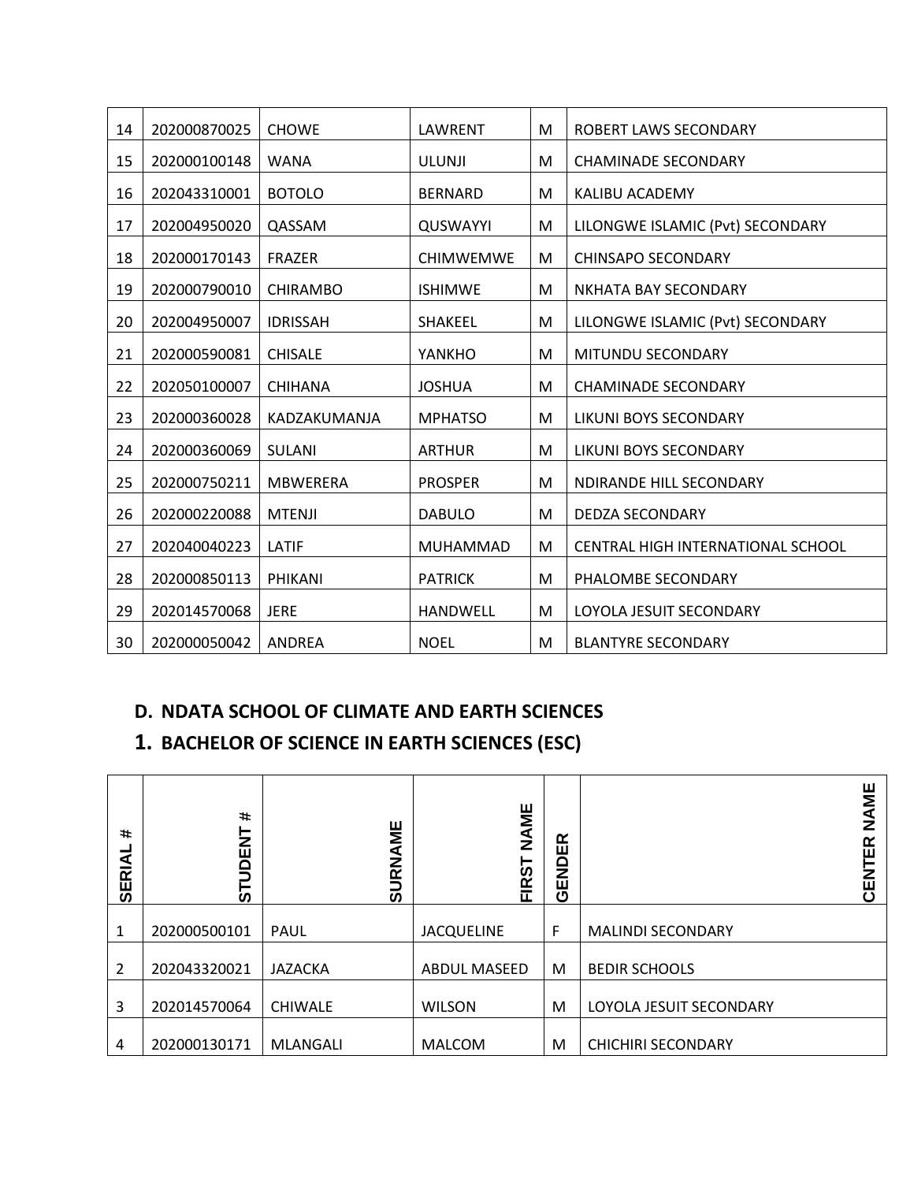| | | | | | |
|---|---|---|---|---|---|
| 14 | 202000870025 | CHOWE | LAWRENT | M | ROBERT LAWS SECONDARY |
| 15 | 202000100148 | WANA | ULUNJI | M | CHAMINADE SECONDARY |
| 16 | 202043310001 | BOTOLO | BERNARD | M | KALIBU ACADEMY |
| 17 | 202004950020 | QASSAM | QUSWAYYI | M | LILONGWE ISLAMIC (Pvt) SECONDARY |
| 18 | 202000170143 | FRAZER | CHIMWEMWE | M | CHINSAPO SECONDARY |
| 19 | 202000790010 | CHIRAMBO | ISHIMWE | M | NKHATA BAY SECONDARY |
| 20 | 202004950007 | IDRISSAH | SHAKEEL | M | LILONGWE ISLAMIC (Pvt) SECONDARY |
| 21 | 202000590081 | CHISALE | YANKHO | M | MITUNDU SECONDARY |
| 22 | 202050100007 | CHIHANA | JOSHUA | M | CHAMINADE SECONDARY |
| 23 | 202000360028 | KADZAKUMANJA | MPHATSO | M | LIKUNI BOYS SECONDARY |
| 24 | 202000360069 | SULANI | ARTHUR | M | LIKUNI BOYS SECONDARY |
| 25 | 202000750211 | MBWERERA | PROSPER | M | NDIRANDE HILL SECONDARY |
| 26 | 202000220088 | MTENJI | DABULO | M | DEDZA SECONDARY |
| 27 | 202040040223 | LATIF | MUHAMMAD | M | CENTRAL HIGH INTERNATIONAL SCHOOL |
| 28 | 202000850113 | PHIKANI | PATRICK | M | PHALOMBE SECONDARY |
| 29 | 202014570068 | JERE | HANDWELL | M | LOYOLA JESUIT SECONDARY |
| 30 | 202000050042 | ANDREA | NOEL | M | BLANTYRE SECONDARY |

## D. NDATA SCHOOL OF CLIMATE AND EARTH SCIENCES

## 1. BACHELOR OF SCIENCE IN EARTH SCIENCES (ESC)

| SERIAL # | STUDENT # | SURNAME | FIRST NAME | GENDER | CENTER NAME |
|---|---|---|---|---|---|
| 1 | 202000500101 | PAUL | JACQUELINE | F | MALINDI SECONDARY |
| 2 | 202043320021 | JAZACKA | ABDUL MASEED | M | BEDIR SCHOOLS |
| 3 | 202014570064 | CHIWALE | WILSON | M | LOYOLA JESUIT SECONDARY |
| 4 | 202000130171 | MLANGALI | MALCOM | M | CHICHIRI SECONDARY |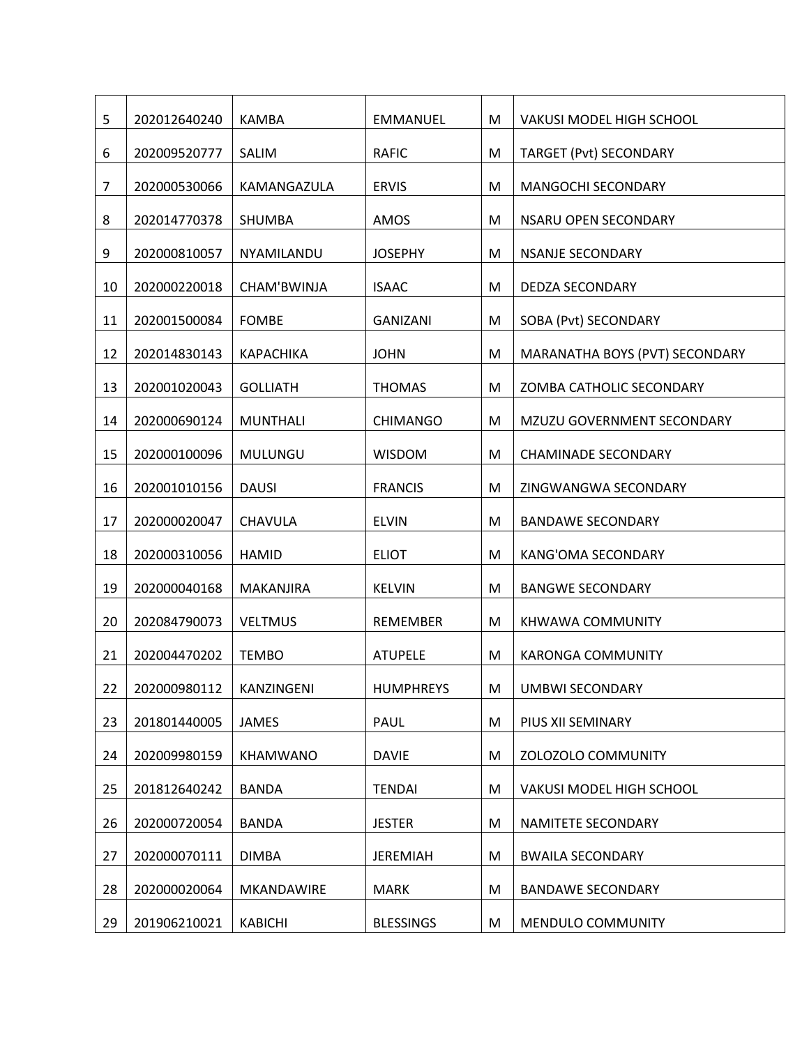| 5 | 202012640240 | KAMBA | EMMANUEL | M | VAKUSI MODEL HIGH SCHOOL |
|---|---|---|---|---|---|
| 6 | 202009520777 | SALIM | RAFIC | M | TARGET (Pvt) SECONDARY |
| 7 | 202000530066 | KAMANGAZULA | ERVIS | M | MANGOCHI SECONDARY |
| 8 | 202014770378 | SHUMBA | AMOS | M | NSARU OPEN SECONDARY |
| 9 | 202000810057 | NYAMILANDU | JOSEPHY | M | NSANJE SECONDARY |
| 10 | 202000220018 | CHAM'BWINJA | ISAAC | M | DEDZA SECONDARY |
| 11 | 202001500084 | FOMBE | GANIZANI | M | SOBA (Pvt) SECONDARY |
| 12 | 202014830143 | KAPACHIKA | JOHN | M | MARANATHA BOYS (PVT) SECONDARY |
| 13 | 202001020043 | GOLLIATH | THOMAS | M | ZOMBA CATHOLIC SECONDARY |
| 14 | 202000690124 | MUNTHALI | CHIMANGO | M | MZUZU GOVERNMENT SECONDARY |
| 15 | 202000100096 | MULUNGU | WISDOM | M | CHAMINADE SECONDARY |
| 16 | 202001010156 | DAUSI | FRANCIS | M | ZINGWANGWA SECONDARY |
| 17 | 202000020047 | CHAVULA | ELVIN | M | BANDAWE SECONDARY |
| 18 | 202000310056 | HAMID | ELIOT | M | KANG'OMA SECONDARY |
| 19 | 202000040168 | MAKANJIRA | KELVIN | M | BANGWE SECONDARY |
| 20 | 202084790073 | VELTMUS | REMEMBER | M | KHWAWA COMMUNITY |
| 21 | 202004470202 | TEMBO | ATUPELE | M | KARONGA COMMUNITY |
| 22 | 202000980112 | KANZINGENI | HUMPHREYS | M | UMBWI SECONDARY |
| 23 | 201801440005 | JAMES | PAUL | M | PIUS XII SEMINARY |
| 24 | 202009980159 | KHAMWANO | DAVIE | M | ZOLOZOLO COMMUNITY |
| 25 | 201812640242 | BANDA | TENDAI | M | VAKUSI MODEL HIGH SCHOOL |
| 26 | 202000720054 | BANDA | JESTER | M | NAMITETE SECONDARY |
| 27 | 202000070111 | DIMBA | JEREMIAH | M | BWAILA SECONDARY |
| 28 | 202000020064 | MKANDAWIRE | MARK | M | BANDAWE SECONDARY |
| 29 | 201906210021 | KABICHI | BLESSINGS | M | MENDULO COMMUNITY |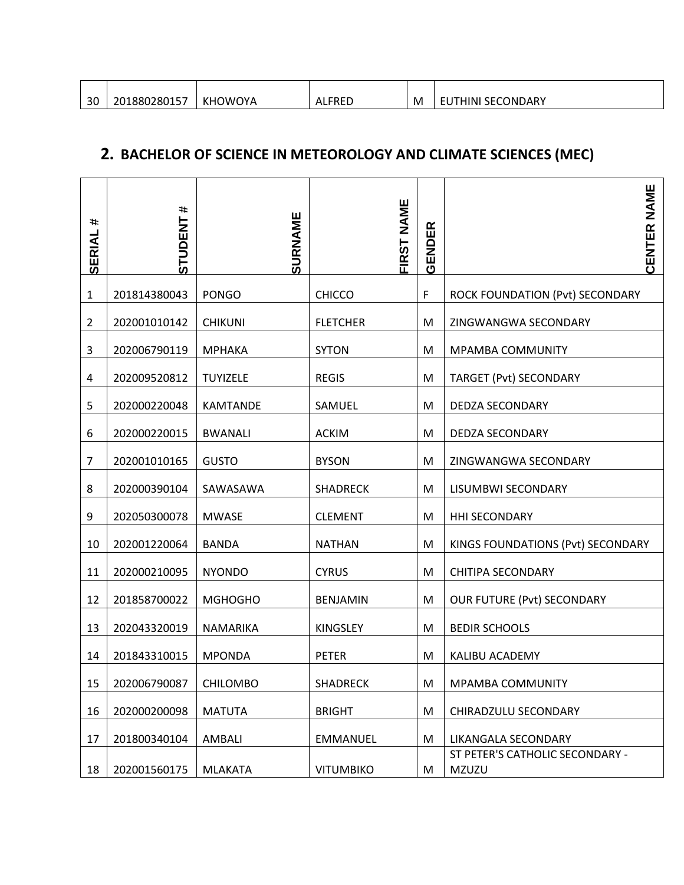| 30 | 201880280157 | KHOWOYA | ALFRED | M | EUTHINI SECONDARY |
|---|---|---|---|---|---|

## 2. BACHELOR OF SCIENCE IN METEOROLOGY AND CLIMATE SCIENCES (MEC)

| SERIAL # | STUDENT # | SURNAME | FIRST NAME | GENDER | CENTER NAME |
|---|---|---|---|---|---|
| 1 | 201814380043 | PONGO | CHICCO | F | ROCK FOUNDATION (Pvt) SECONDARY |
| 2 | 202001010142 | CHIKUNI | FLETCHER | M | ZINGWANGWA SECONDARY |
| 3 | 202006790119 | MPHAKA | SYTON | M | MPAMBA COMMUNITY |
| 4 | 202009520812 | TUYIZELE | REGIS | M | TARGET (Pvt) SECONDARY |
| 5 | 202000220048 | KAMTANDE | SAMUEL | M | DEDZA SECONDARY |
| 6 | 202000220015 | BWANALI | ACKIM | M | DEDZA SECONDARY |
| 7 | 202001010165 | GUSTO | BYSON | M | ZINGWANGWA SECONDARY |
| 8 | 202000390104 | SAWASAWA | SHADRECK | M | LISUMBWI SECONDARY |
| 9 | 202050300078 | MWASE | CLEMENT | M | HHI SECONDARY |
| 10 | 202001220064 | BANDA | NATHAN | M | KINGS FOUNDATIONS (Pvt) SECONDARY |
| 11 | 202000210095 | NYONDO | CYRUS | M | CHITIPA SECONDARY |
| 12 | 201858700022 | MGHOGHO | BENJAMIN | M | OUR FUTURE (Pvt) SECONDARY |
| 13 | 202043320019 | NAMARIKA | KINGSLEY | M | BEDIR SCHOOLS |
| 14 | 201843310015 | MPONDA | PETER | M | KALIBU ACADEMY |
| 15 | 202006790087 | CHILOMBO | SHADRECK | M | MPAMBA COMMUNITY |
| 16 | 202000200098 | MATUTA | BRIGHT | M | CHIRADZULU SECONDARY |
| 17 | 201800340104 | AMBALI | EMMANUEL | M | LIKANGALA SECONDARY |
| 18 | 202001560175 | MLAKATA | VITUMBIKO | M | ST PETER'S CATHOLIC SECONDARY - MZUZU |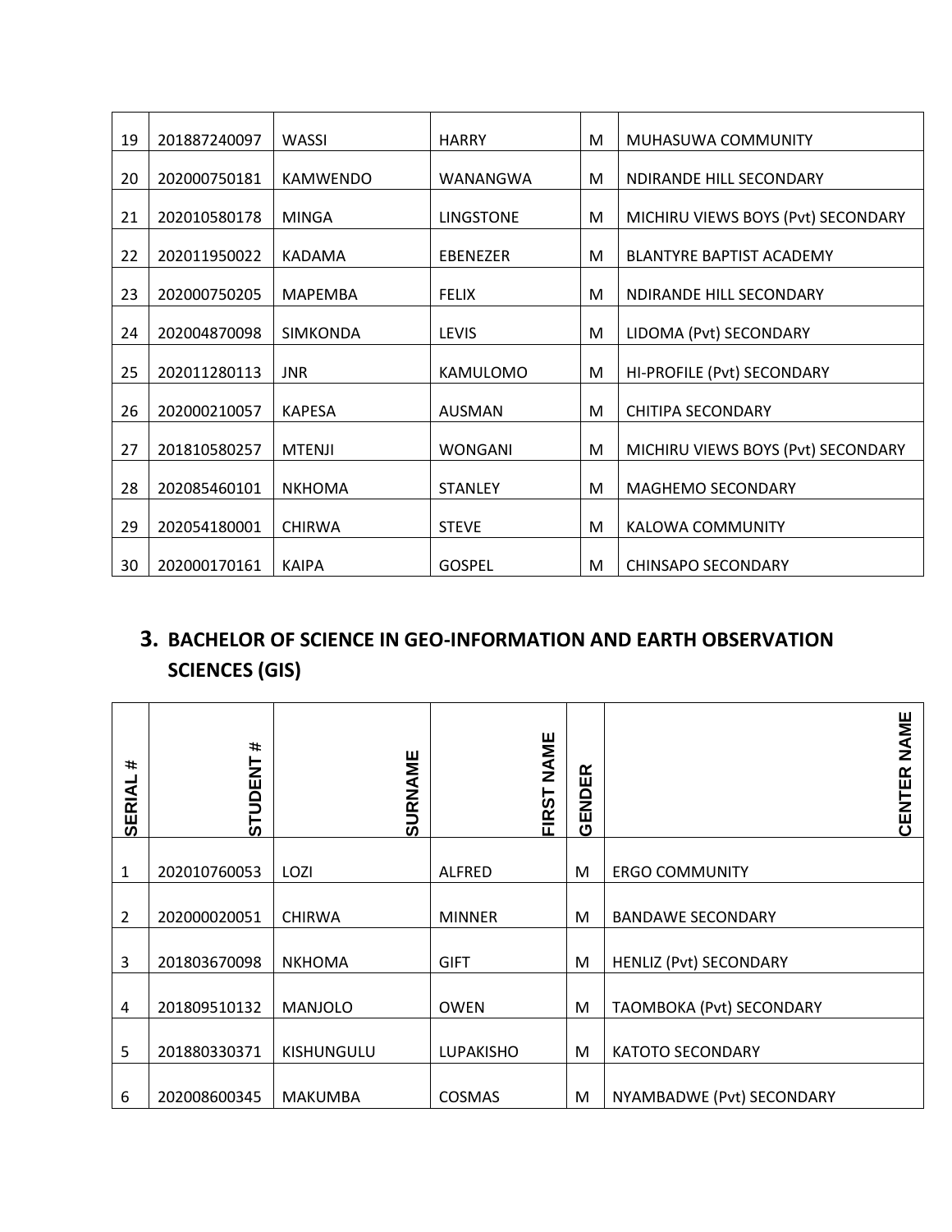| 19 | 201887240097 | WASSI | HARRY | M | MUHASUWA COMMUNITY |
|---|---|---|---|---|---|
| 20 | 202000750181 | KAMWENDO | WANANGWA | M | NDIRANDE HILL SECONDARY |
| 21 | 202010580178 | MINGA | LINGSTONE | M | MICHIRU VIEWS BOYS (Pvt) SECONDARY |
| 22 | 202011950022 | KADAMA | EBENEZER | M | BLANTYRE BAPTIST ACADEMY |
| 23 | 202000750205 | MAPEMBA | FELIX | M | NDIRANDE HILL SECONDARY |
| 24 | 202004870098 | SIMKONDA | LEVIS | M | LIDOMA (Pvt) SECONDARY |
| 25 | 202011280113 | JNR | KAMULOMO | M | HI-PROFILE (Pvt) SECONDARY |
| 26 | 202000210057 | KAPESA | AUSMAN | M | CHITIPA SECONDARY |
| 27 | 201810580257 | MTENJI | WONGANI | M | MICHIRU VIEWS BOYS (Pvt) SECONDARY |
| 28 | 202085460101 | NKHOMA | STANLEY | M | MAGHEMO SECONDARY |
| 29 | 202054180001 | CHIRWA | STEVE | M | KALOWA COMMUNITY |
| 30 | 202000170161 | KAIPA | GOSPEL | M | CHINSAPO SECONDARY |

## 3. BACHELOR OF SCIENCE IN GEO-INFORMATION AND EARTH OBSERVATION SCIENCES (GIS)

| SERIAL # | STUDENT # | SURNAME | FIRST NAME | GENDER | CENTER NAME |
|---|---|---|---|---|---|
| 1 | 202010760053 | LOZI | ALFRED | M | ERGO COMMUNITY |
| 2 | 202000020051 | CHIRWA | MINNER | M | BANDAWE SECONDARY |
| 3 | 201803670098 | NKHOMA | GIFT | M | HENLIZ (Pvt) SECONDARY |
| 4 | 201809510132 | MANJOLO | OWEN | M | TAOMBOKA (Pvt) SECONDARY |
| 5 | 201880330371 | KISHUNGULU | LUPAKISHO | M | KATOTO SECONDARY |
| 6 | 202008600345 | MAKUMBA | COSMAS | M | NYAMBADWE (Pvt) SECONDARY |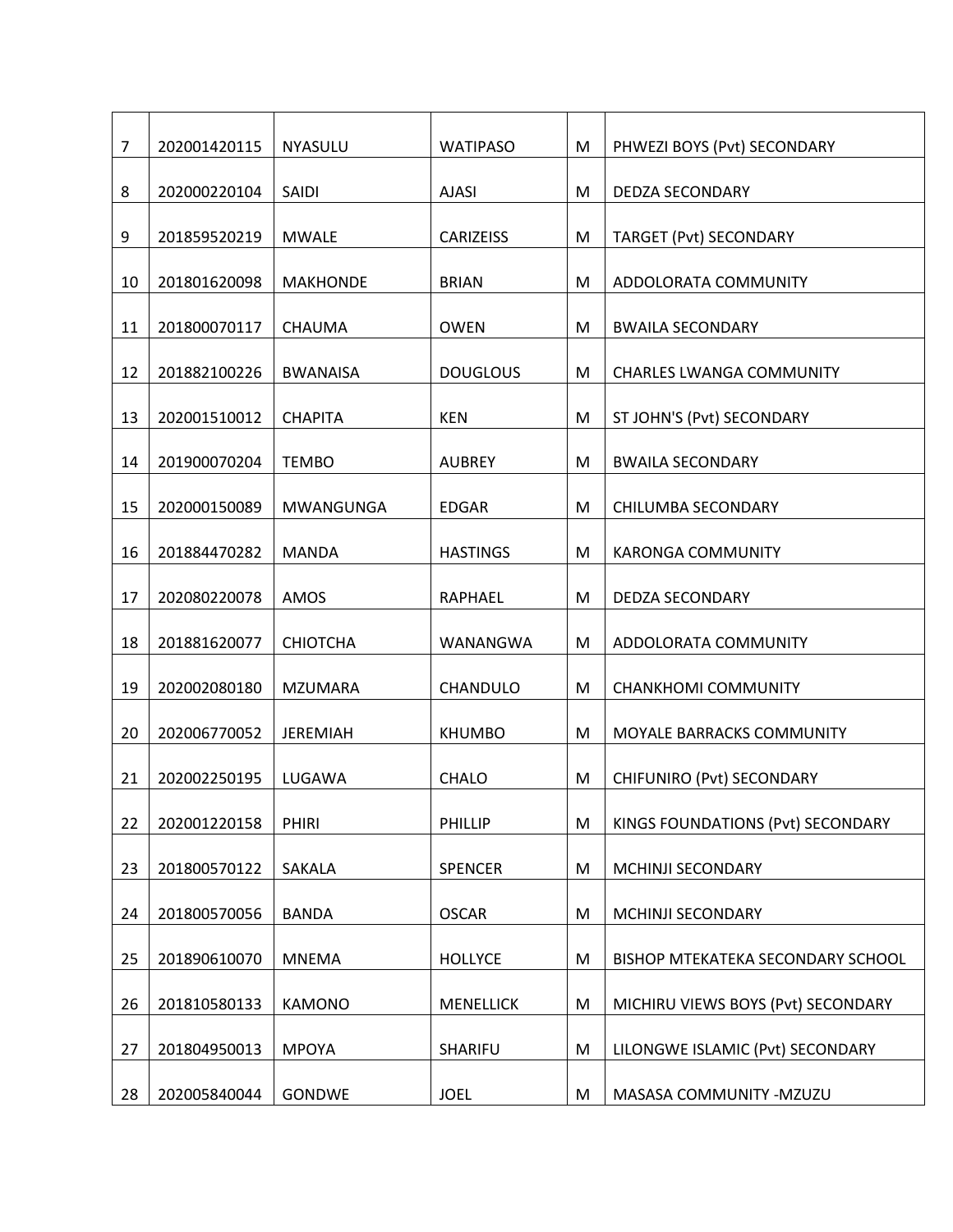| 7 | 202001420115 | NYASULU | WATIPASO | M | PHWEZI BOYS (Pvt) SECONDARY |
|---|---|---|---|---|---|
| 8 | 202000220104 | SAIDI | AJASI | M | DEDZA SECONDARY |
| 9 | 201859520219 | MWALE | CARIZEISS | M | TARGET (Pvt) SECONDARY |
| 10 | 201801620098 | MAKHONDE | BRIAN | M | ADDOLORATA COMMUNITY |
| 11 | 201800070117 | CHAUMA | OWEN | M | BWAILA SECONDARY |
| 12 | 201882100226 | BWANAISA | DOUGLOUS | M | CHARLES LWANGA COMMUNITY |
| 13 | 202001510012 | CHAPITA | KEN | M | ST JOHN'S (Pvt) SECONDARY |
| 14 | 201900070204 | TEMBO | AUBREY | M | BWAILA SECONDARY |
| 15 | 202000150089 | MWANGUNGA | EDGAR | M | CHILUMBA SECONDARY |
| 16 | 201884470282 | MANDA | HASTINGS | M | KARONGA COMMUNITY |
| 17 | 202080220078 | AMOS | RAPHAEL | M | DEDZA SECONDARY |
| 18 | 201881620077 | CHIOTCHA | WANANGWA | M | ADDOLORATA COMMUNITY |
| 19 | 202002080180 | MZUMARA | CHANDULO | M | CHANKHOMI COMMUNITY |
| 20 | 202006770052 | JEREMIAH | KHUMBO | M | MOYALE BARRACKS COMMUNITY |
| 21 | 202002250195 | LUGAWA | CHALO | M | CHIFUNIRO (Pvt) SECONDARY |
| 22 | 202001220158 | PHIRI | PHILLIP | M | KINGS FOUNDATIONS (Pvt) SECONDARY |
| 23 | 201800570122 | SAKALA | SPENCER | M | MCHINJI SECONDARY |
| 24 | 201800570056 | BANDA | OSCAR | M | MCHINJI SECONDARY |
| 25 | 201890610070 | MNEMA | HOLLYCE | M | BISHOP MTEKATEKA SECONDARY SCHOOL |
| 26 | 201810580133 | KAMONO | MENELLICK | M | MICHIRU VIEWS BOYS (Pvt) SECONDARY |
| 27 | 201804950013 | MPOYA | SHARIFU | M | LILONGWE ISLAMIC (Pvt) SECONDARY |
| 28 | 202005840044 | GONDWE | JOEL | M | MASASA COMMUNITY -MZUZU |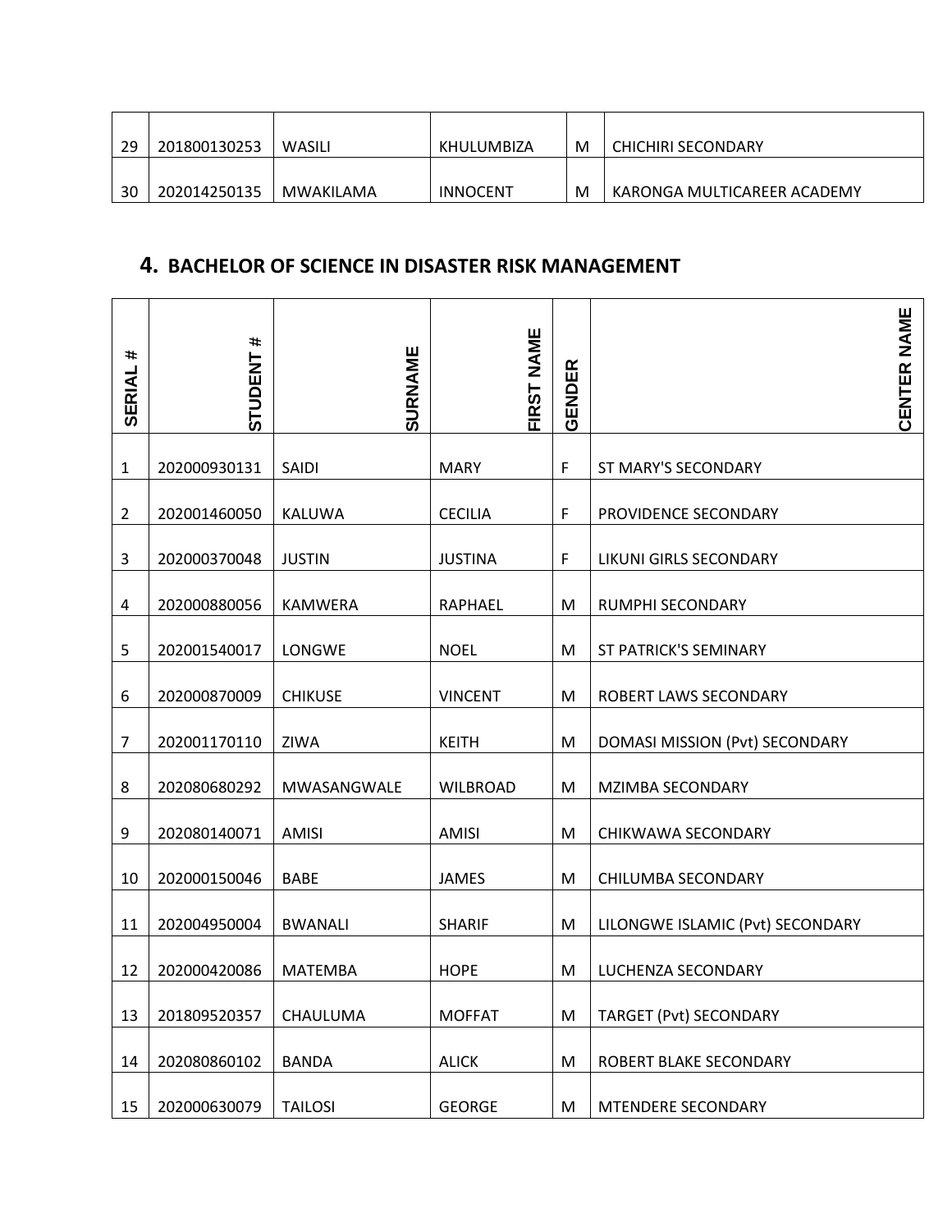| | | | | | |
|---|---|---|---|---|---|
| 29 | 201800130253 | WASILI | KHULUMBIZA | M | CHICHIRI SECONDARY |
| 30 | 202014250135 | MWAKILAMA | INNOCENT | M | KARONGA MULTICAREER ACADEMY |

## 4. BACHELOR OF SCIENCE IN DISASTER RISK MANAGEMENT

| SERIAL # | STUDENT # | SURNAME | FIRST NAME | GENDER | CENTER NAME |
|---|---|---|---|---|---|
| 1 | 202000930131 | SAIDI | MARY | F | ST MARY'S SECONDARY |
| 2 | 202001460050 | KALUWA | CECILIA | F | PROVIDENCE SECONDARY |
| 3 | 202000370048 | JUSTIN | JUSTINA | F | LIKUNI GIRLS SECONDARY |
| 4 | 202000880056 | KAMWERA | RAPHAEL | M | RUMPHI SECONDARY |
| 5 | 202001540017 | LONGWE | NOEL | M | ST PATRICK'S SEMINARY |
| 6 | 202000870009 | CHIKUSE | VINCENT | M | ROBERT LAWS SECONDARY |
| 7 | 202001170110 | ZIWA | KEITH | M | DOMASI MISSION (Pvt) SECONDARY |
| 8 | 202080680292 | MWASANGWALE | WILBROAD | M | MZIMBA SECONDARY |
| 9 | 202080140071 | AMISI | AMISI | M | CHIKWAWA SECONDARY |
| 10 | 202000150046 | BABE | JAMES | M | CHILUMBA SECONDARY |
| 11 | 202004950004 | BWANALI | SHARIF | M | LILONGWE ISLAMIC (Pvt) SECONDARY |
| 12 | 202000420086 | MATEMBA | HOPE | M | LUCHENZA SECONDARY |
| 13 | 201809520357 | CHAULUMA | MOFFAT | M | TARGET (Pvt) SECONDARY |
| 14 | 202080860102 | BANDA | ALICK | M | ROBERT BLAKE SECONDARY |
| 15 | 202000630079 | TAILOSI | GEORGE | M | MTENDERE SECONDARY |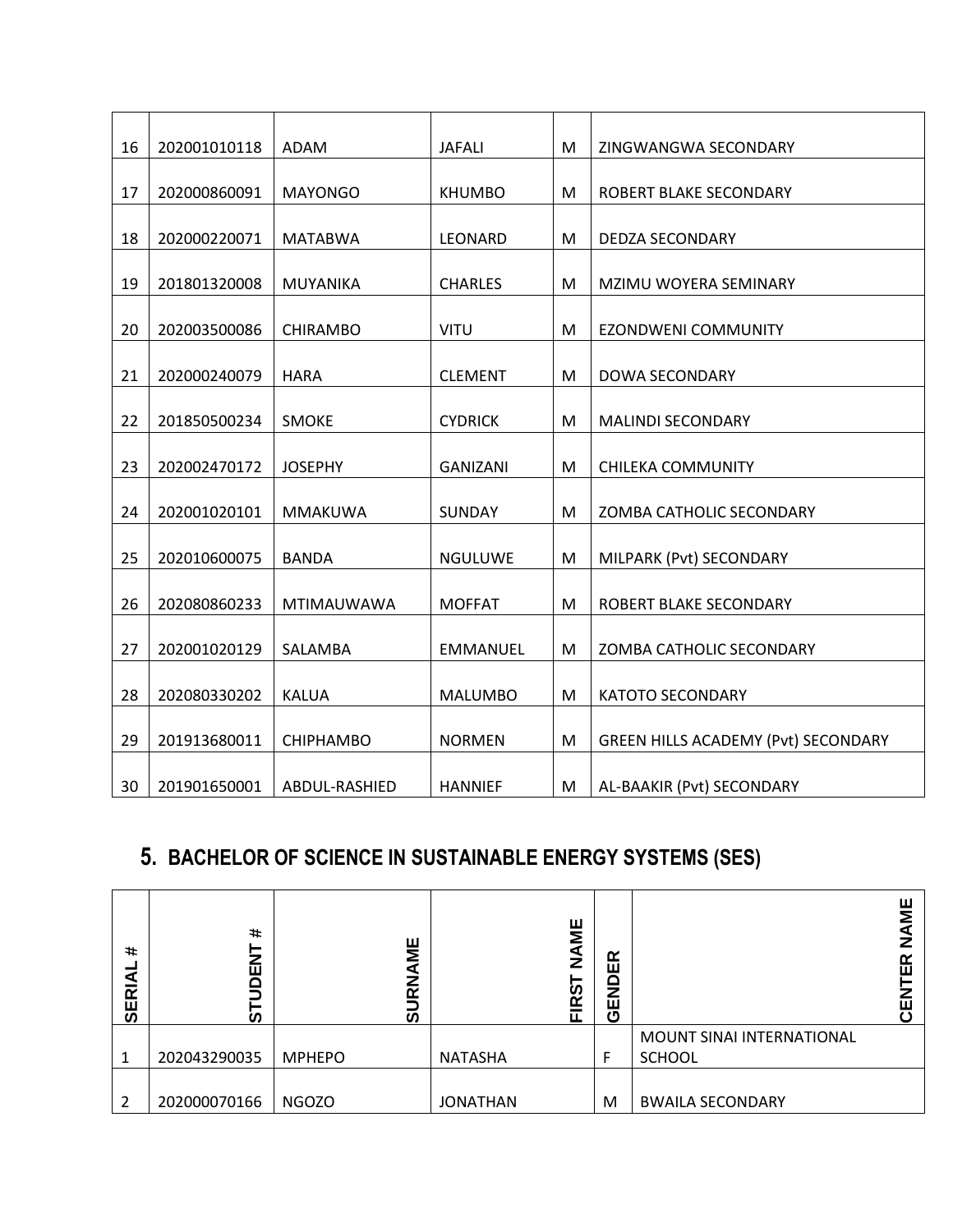| | | | | | |
|---|---|---|---|---|---|
| 16 | 202001010118 | ADAM | JAFALI | M | ZINGWANGWA SECONDARY |
| 17 | 202000860091 | MAYONGO | KHUMBO | M | ROBERT BLAKE SECONDARY |
| 18 | 202000220071 | MATABWA | LEONARD | M | DEDZA SECONDARY |
| 19 | 201801320008 | MUYANIKA | CHARLES | M | MZIMU WOYERA SEMINARY |
| 20 | 202003500086 | CHIRAMBO | VITU | M | EZONDWENI COMMUNITY |
| 21 | 202000240079 | HARA | CLEMENT | M | DOWA SECONDARY |
| 22 | 201850500234 | SMOKE | CYDRICK | M | MALINDI SECONDARY |
| 23 | 202002470172 | JOSEPHY | GANIZANI | M | CHILEKA COMMUNITY |
| 24 | 202001020101 | MMAKUWA | SUNDAY | M | ZOMBA CATHOLIC SECONDARY |
| 25 | 202010600075 | BANDA | NGULUWE | M | MILPARK (Pvt) SECONDARY |
| 26 | 202080860233 | MTIMAUWAWA | MOFFAT | M | ROBERT BLAKE SECONDARY |
| 27 | 202001020129 | SALAMBA | EMMANUEL | M | ZOMBA CATHOLIC SECONDARY |
| 28 | 202080330202 | KALUA | MALUMBO | M | KATOTO SECONDARY |
| 29 | 201913680011 | CHIPHAMBO | NORMEN | M | GREEN HILLS ACADEMY (Pvt) SECONDARY |
| 30 | 201901650001 | ABDUL-RASHIED | HANNIEF | M | AL-BAAKIR (Pvt) SECONDARY |

## 5. BACHELOR OF SCIENCE IN SUSTAINABLE ENERGY SYSTEMS (SES)

| SERIAL # | STUDENT # | SURNAME | FIRST NAME | GENDER | CENTER NAME |
|---|---|---|---|---|---|
| 1 | 202043290035 | MPHEPO | NATASHA | F | MOUNT SINAI INTERNATIONAL SCHOOL |
| 2 | 202000070166 | NGOZO | JONATHAN | M | BWAILA SECONDARY |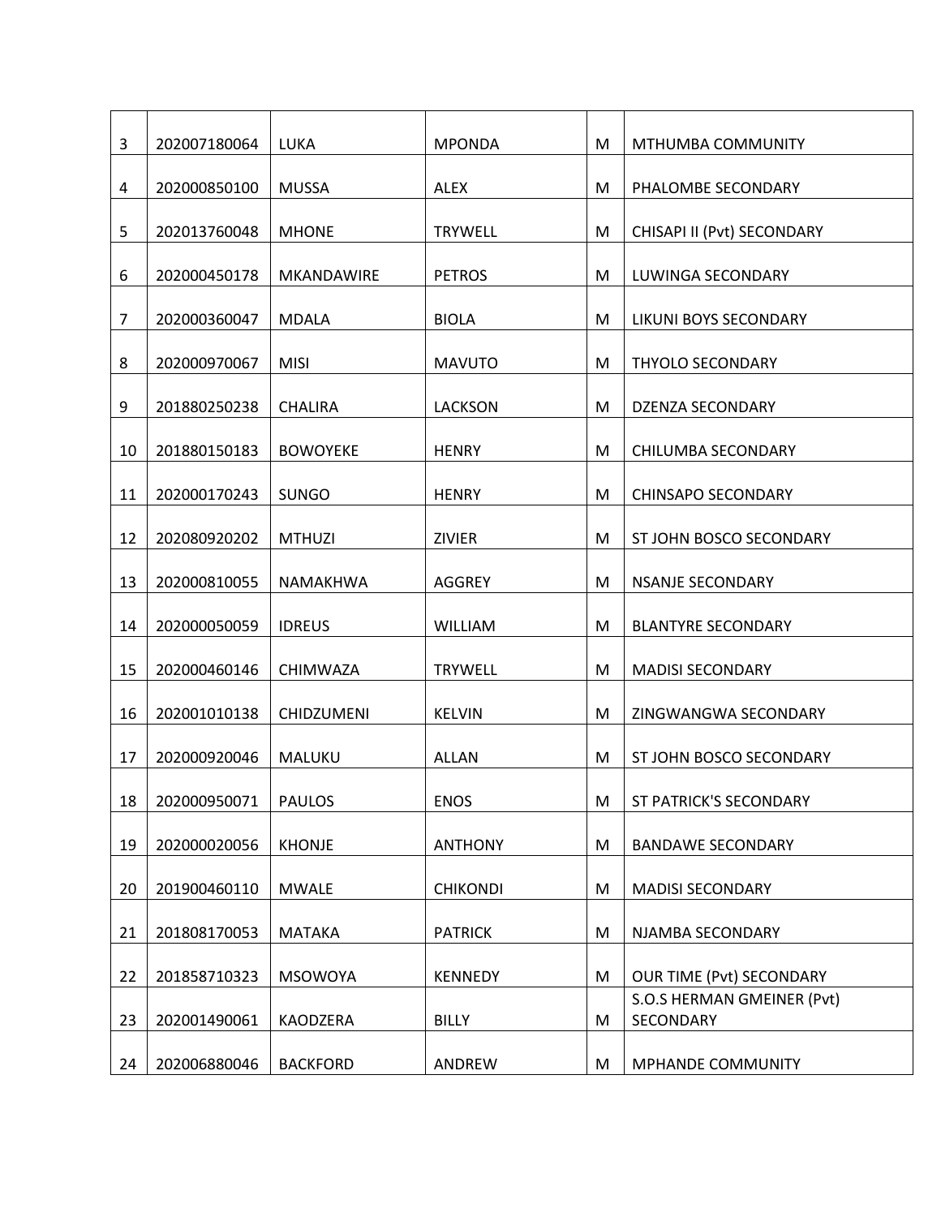| | | | | | |
|---|---|---|---|---|---|
| 3 | 202007180064 | LUKA | MPONDA | M | MTHUMBA COMMUNITY |
| 4 | 202000850100 | MUSSA | ALEX | M | PHALOMBE SECONDARY |
| 5 | 202013760048 | MHONE | TRYWELL | M | CHISAPI II (Pvt) SECONDARY |
| 6 | 202000450178 | MKANDAWIRE | PETROS | M | LUWINGA SECONDARY |
| 7 | 202000360047 | MDALA | BIOLA | M | LIKUNI BOYS SECONDARY |
| 8 | 202000970067 | MISI | MAVUTO | M | THYOLO SECONDARY |
| 9 | 201880250238 | CHALIRA | LACKSON | M | DZENZA SECONDARY |
| 10 | 201880150183 | BOWOYEKE | HENRY | M | CHILUMBA SECONDARY |
| 11 | 202000170243 | SUNGO | HENRY | M | CHINSAPO SECONDARY |
| 12 | 202080920202 | MTHUZI | ZIVIER | M | ST JOHN BOSCO SECONDARY |
| 13 | 202000810055 | NAMAKHWA | AGGREY | M | NSANJE SECONDARY |
| 14 | 202000050059 | IDREUS | WILLIAM | M | BLANTYRE SECONDARY |
| 15 | 202000460146 | CHIMWAZA | TRYWELL | M | MADISI SECONDARY |
| 16 | 202001010138 | CHIDZUMENI | KELVIN | M | ZINGWANGWA SECONDARY |
| 17 | 202000920046 | MALUKU | ALLAN | M | ST JOHN BOSCO SECONDARY |
| 18 | 202000950071 | PAULOS | ENOS | M | ST PATRICK'S SECONDARY |
| 19 | 202000020056 | KHONJE | ANTHONY | M | BANDAWE SECONDARY |
| 20 | 201900460110 | MWALE | CHIKONDI | M | MADISI SECONDARY |
| 21 | 201808170053 | MATAKA | PATRICK | M | NJAMBA SECONDARY |
| 22 | 201858710323 | MSOWOYA | KENNEDY | M | OUR TIME (Pvt) SECONDARY |
| 23 | 202001490061 | KAODZERA | BILLY | M | S.O.S HERMAN GMEINER (Pvt) SECONDARY |
| 24 | 202006880046 | BACKFORD | ANDREW | M | MPHANDE COMMUNITY |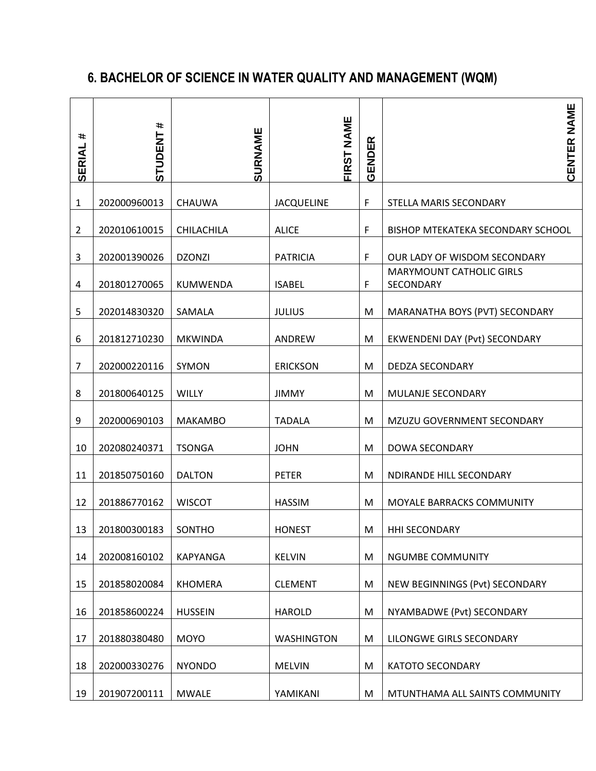## 6. BACHELOR OF SCIENCE IN WATER QUALITY AND MANAGEMENT (WQM)

| SERIAL # | STUDENT # | SURNAME | FIRST NAME | GENDER | CENTER NAME |
|---|---|---|---|---|---|
| 1 | 202000960013 | CHAUWA | JACQUELINE | F | STELLA MARIS SECONDARY |
| 2 | 202010610015 | CHILACHILA | ALICE | F | BISHOP MTEKATEKA SECONDARY SCHOOL |
| 3 | 202001390026 | DZONZI | PATRICIA | F | OUR LADY OF WISDOM SECONDARY |
| 4 | 201801270065 | KUMWENDA | ISABEL | F | MARYMOUNT CATHOLIC GIRLS SECONDARY |
| 5 | 202014830320 | SAMALA | JULIUS | M | MARANATHA BOYS (PVT) SECONDARY |
| 6 | 201812710230 | MKWINDA | ANDREW | M | EKWENDENI DAY (Pvt) SECONDARY |
| 7 | 202000220116 | SYMON | ERICKSON | M | DEDZA SECONDARY |
| 8 | 201800640125 | WILLY | JIMMY | M | MULANJE SECONDARY |
| 9 | 202000690103 | MAKAMBO | TADALA | M | MZUZU GOVERNMENT SECONDARY |
| 10 | 202080240371 | TSONGA | JOHN | M | DOWA SECONDARY |
| 11 | 201850750160 | DALTON | PETER | M | NDIRANDE HILL SECONDARY |
| 12 | 201886770162 | WISCOT | HASSIM | M | MOYALE BARRACKS COMMUNITY |
| 13 | 201800300183 | SONTHO | HONEST | M | HHI SECONDARY |
| 14 | 202008160102 | KAPYANGA | KELVIN | M | NGUMBE COMMUNITY |
| 15 | 201858020084 | KHOMERA | CLEMENT | M | NEW BEGINNINGS (Pvt) SECONDARY |
| 16 | 201858600224 | HUSSEIN | HAROLD | M | NYAMBADWE (Pvt) SECONDARY |
| 17 | 201880380480 | MOYO | WASHINGTON | M | LILONGWE GIRLS SECONDARY |
| 18 | 202000330276 | NYONDO | MELVIN | M | KATOTO SECONDARY |
| 19 | 201907200111 | MWALE | YAMIKANI | M | MTUNTHAMA ALL SAINTS COMMUNITY |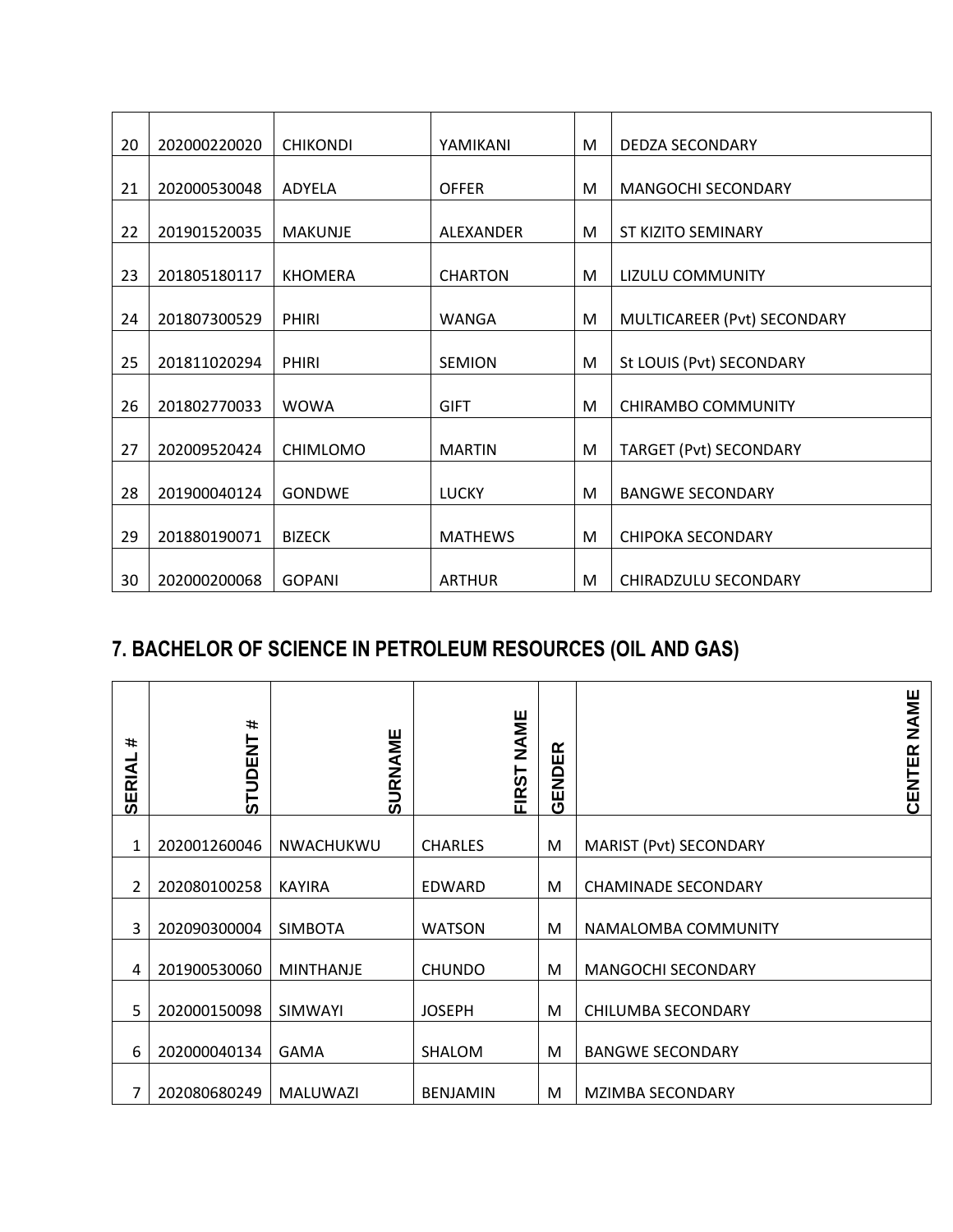| | | | | | |
|---|---|---|---|---|---|
| 20 | 202000220020 | CHIKONDI | YAMIKANI | M | DEDZA SECONDARY |
| 21 | 202000530048 | ADYELA | OFFER | M | MANGOCHI SECONDARY |
| 22 | 201901520035 | MAKUNJE | ALEXANDER | M | ST KIZITO SEMINARY |
| 23 | 201805180117 | KHOMERA | CHARTON | M | LIZULU COMMUNITY |
| 24 | 201807300529 | PHIRI | WANGA | M | MULTICAREER (Pvt) SECONDARY |
| 25 | 201811020294 | PHIRI | SEMION | M | St LOUIS (Pvt) SECONDARY |
| 26 | 201802770033 | WOWA | GIFT | M | CHIRAMBO COMMUNITY |
| 27 | 202009520424 | CHIMLOMO | MARTIN | M | TARGET (Pvt) SECONDARY |
| 28 | 201900040124 | GONDWE | LUCKY | M | BANGWE SECONDARY |
| 29 | 201880190071 | BIZECK | MATHEWS | M | CHIPOKA SECONDARY |
| 30 | 202000200068 | GOPANI | ARTHUR | M | CHIRADZULU SECONDARY |

## 7. BACHELOR OF SCIENCE IN PETROLEUM RESOURCES (OIL AND GAS)

| SERIAL # | STUDENT # | SURNAME | FIRST NAME | GENDER | CENTER NAME |
|---|---|---|---|---|---|
| 1 | 202001260046 | NWACHUKWU | CHARLES | M | MARIST (Pvt) SECONDARY |
| 2 | 202080100258 | KAYIRA | EDWARD | M | CHAMINADE SECONDARY |
| 3 | 202090300004 | SIMBOTA | WATSON | M | NAMALOMBA COMMUNITY |
| 4 | 201900530060 | MINTHANJE | CHUNDO | M | MANGOCHI SECONDARY |
| 5 | 202000150098 | SIMWAYI | JOSEPH | M | CHILUMBA SECONDARY |
| 6 | 202000040134 | GAMA | SHALOM | M | BANGWE SECONDARY |
| 7 | 202080680249 | MALUWAZI | BENJAMIN | M | MZIMBA SECONDARY |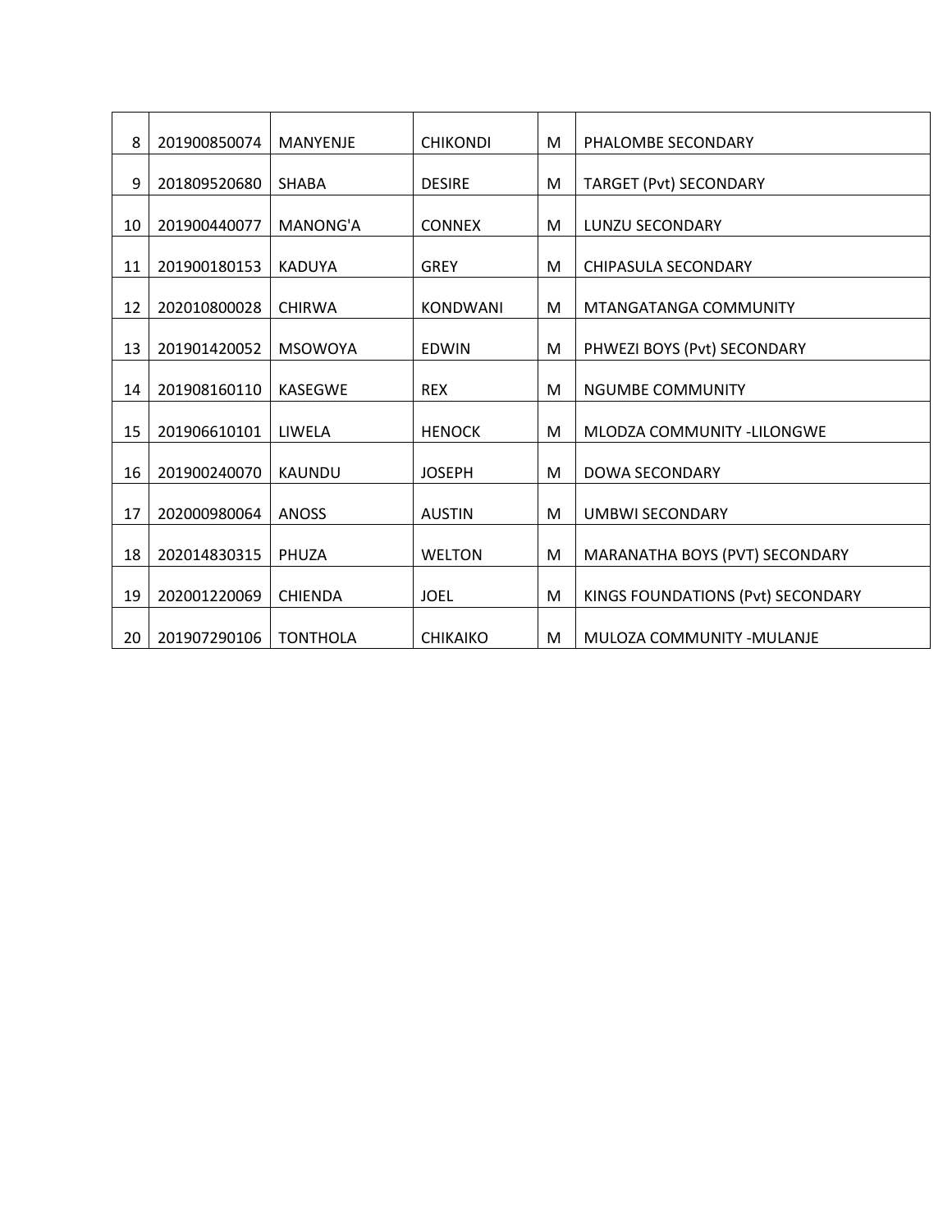| | | | | | |
|---|---|---|---|---|---|
| 8 | 201900850074 | MANYENJE | CHIKONDI | M | PHALOMBE SECONDARY |
| 9 | 201809520680 | SHABA | DESIRE | M | TARGET (Pvt) SECONDARY |
| 10 | 201900440077 | MANONG'A | CONNEX | M | LUNZU SECONDARY |
| 11 | 201900180153 | KADUYA | GREY | M | CHIPASULA SECONDARY |
| 12 | 202010800028 | CHIRWA | KONDWANI | M | MTANGATANGA COMMUNITY |
| 13 | 201901420052 | MSOWOYA | EDWIN | M | PHWEZI BOYS (Pvt) SECONDARY |
| 14 | 201908160110 | KASEGWE | REX | M | NGUMBE COMMUNITY |
| 15 | 201906610101 | LIWELA | HENOCK | M | MLODZA COMMUNITY -LILONGWE |
| 16 | 201900240070 | KAUNDU | JOSEPH | M | DOWA SECONDARY |
| 17 | 202000980064 | ANOSS | AUSTIN | M | UMBWI SECONDARY |
| 18 | 202014830315 | PHUZA | WELTON | M | MARANATHA BOYS (PVT) SECONDARY |
| 19 | 202001220069 | CHIENDA | JOEL | M | KINGS FOUNDATIONS (Pvt) SECONDARY |
| 20 | 201907290106 | TONTHOLA | CHIKAIKO | M | MULOZA COMMUNITY -MULANJE |